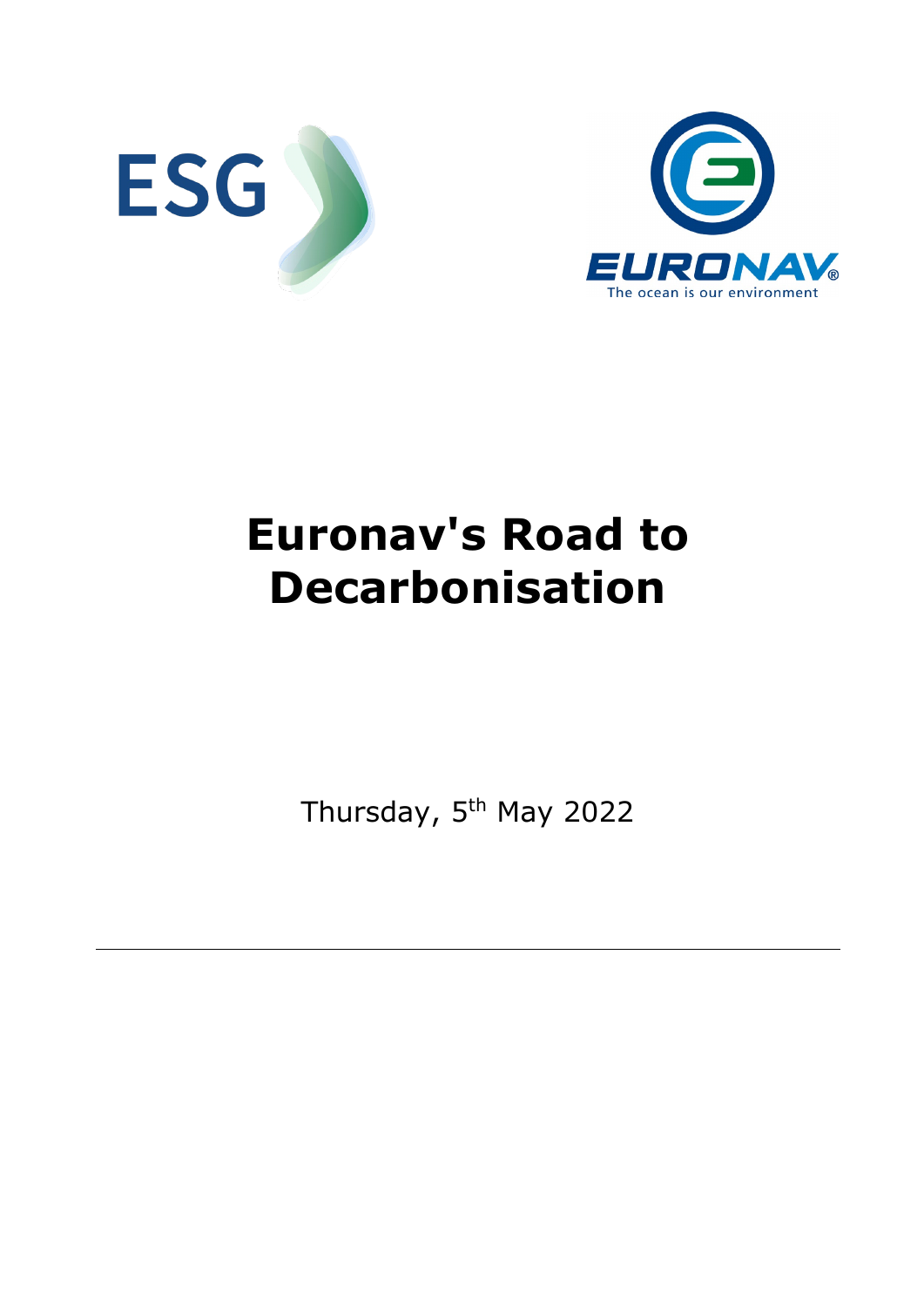ESG

EURONAV

The ocean is our environment

# Euronav's Road to Decarbonisation

Thursday, 5th May 2022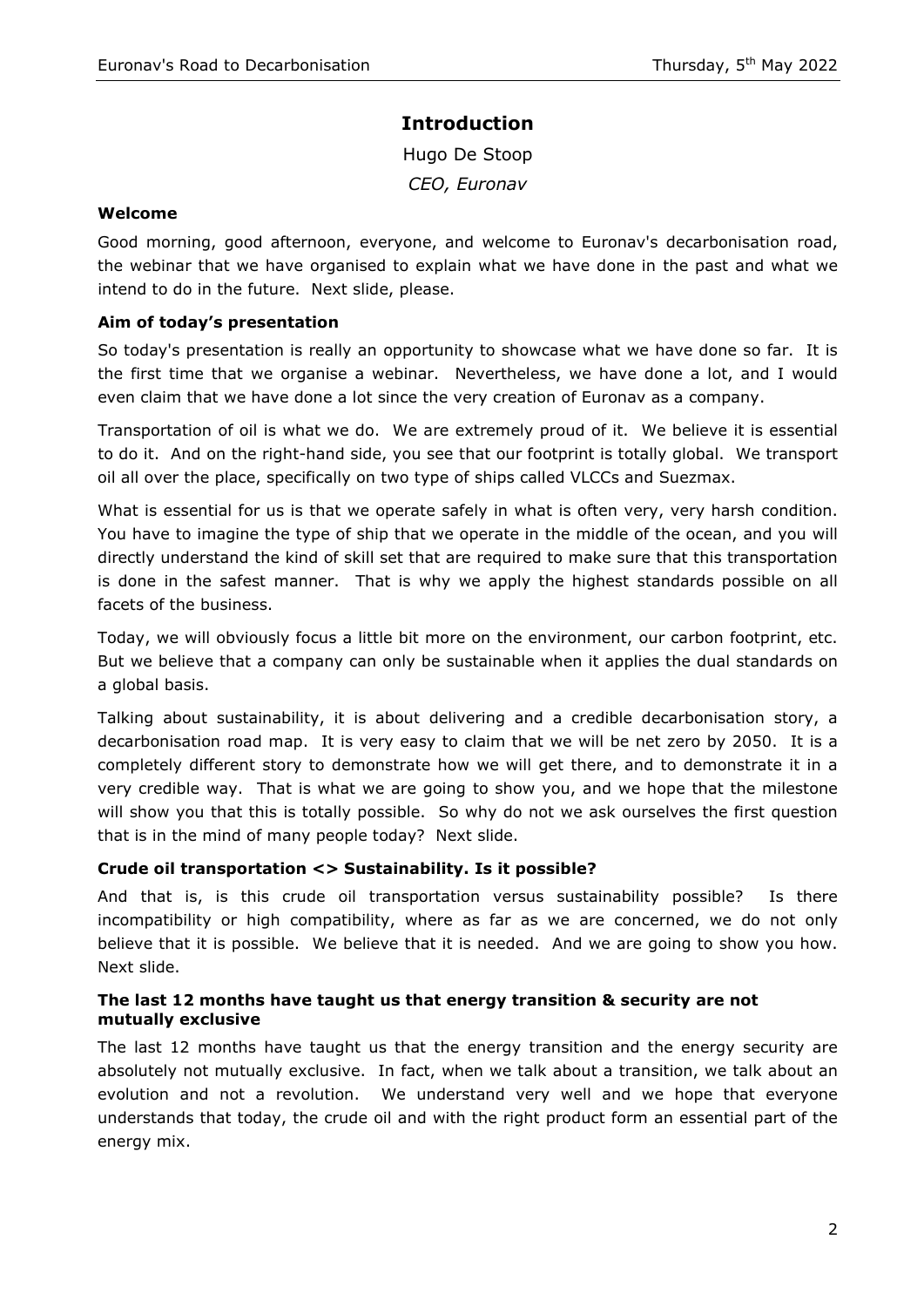# Introduction

Hugo De Stoop

*CEO, Euronav*

**Welcome**

Good morning, good afternoon, everyone, and welcome to Euronav's decarbonisation road, the webinar that we have organised to explain what we have done in the past and what we intend to do in the future. Next slide, please.

**Aim of today's presentation**

So today's presentation is really an opportunity to showcase what we have done so far. It is the first time that we organise a webinar. Nevertheless, we have done a lot, and I would even claim that we have done a lot since the very creation of Euronav as a company.

Transportation of oil is what we do. We are extremely proud of it. We believe it is essential to do it. And on the right-hand side, you see that our footprint is totally global. We transport oil all over the place, specifically on two type of ships called VLCCs and Suezmax.

What is essential for us is that we operate safely in what is often very, very harsh condition. You have to imagine the type of ship that we operate in the middle of the ocean, and you will directly understand the kind of skill set that are required to make sure that this transportation is done in the safest manner. That is why we apply the highest standards possible on all facets of the business.

Today, we will obviously focus a little bit more on the environment, our carbon footprint, etc. But we believe that a company can only be sustainable when it applies the dual standards on a global basis.

Talking about sustainability, it is about delivering and a credible decarbonisation story, a decarbonisation road map. It is very easy to claim that we will be net zero by 2050. It is a completely different story to demonstrate how we will get there, and to demonstrate it in a very credible way. That is what we are going to show you, and we hope that the milestone will show you that this is totally possible. So why do not we ask ourselves the first question that is in the mind of many people today? Next slide.

**Crude oil transportation <> Sustainability. Is it possible?**

And that is, is this crude oil transportation versus sustainability possible? Is there incompatibility or high compatibility, where as far as we are concerned, we do not only believe that it is possible. We believe that it is needed. And we are going to show you how. Next slide.

**The last 12 months have taught us that energy transition & security are not mutually exclusive**

The last 12 months have taught us that the energy transition and the energy security are absolutely not mutually exclusive. In fact, when we talk about a transition, we talk about an evolution and not a revolution. We understand very well and we hope that everyone understands that today, the crude oil and with the right product form an essential part of the energy mix.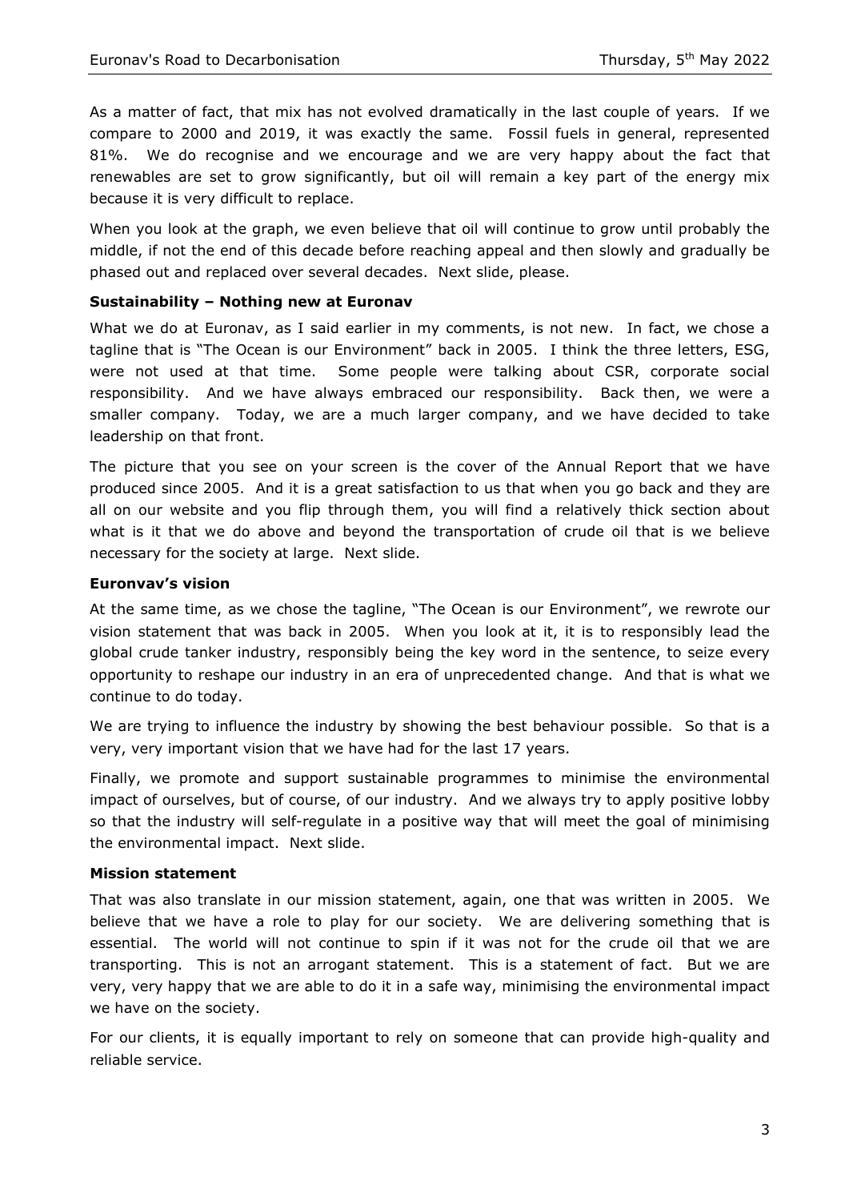As a matter of fact, that mix has not evolved dramatically in the last couple of years. If we compare to 2000 and 2019, it was exactly the same. Fossil fuels in general, represented 81%. We do recognise and we encourage and we are very happy about the fact that renewables are set to grow significantly, but oil will remain a key part of the energy mix because it is very difficult to replace.

When you look at the graph, we even believe that oil will continue to grow until probably the middle, if not the end of this decade before reaching appeal and then slowly and gradually be phased out and replaced over several decades. Next slide, please.

**Sustainability – Nothing new at Euronav**

What we do at Euronav, as I said earlier in my comments, is not new. In fact, we chose a tagline that is "The Ocean is our Environment" back in 2005. I think the three letters, ESG, were not used at that time. Some people were talking about CSR, corporate social responsibility. And we have always embraced our responsibility. Back then, we were a smaller company. Today, we are a much larger company, and we have decided to take leadership on that front.

The picture that you see on your screen is the cover of the Annual Report that we have produced since 2005. And it is a great satisfaction to us that when you go back and they are all on our website and you flip through them, you will find a relatively thick section about what is it that we do above and beyond the transportation of crude oil that is we believe necessary for the society at large. Next slide.

**Euronvav's vision**

At the same time, as we chose the tagline, "The Ocean is our Environment", we rewrote our vision statement that was back in 2005. When you look at it, it is to responsibly lead the global crude tanker industry, responsibly being the key word in the sentence, to seize every opportunity to reshape our industry in an era of unprecedented change. And that is what we continue to do today.

We are trying to influence the industry by showing the best behaviour possible. So that is a very, very important vision that we have had for the last 17 years.

Finally, we promote and support sustainable programmes to minimise the environmental impact of ourselves, but of course, of our industry. And we always try to apply positive lobby so that the industry will self-regulate in a positive way that will meet the goal of minimising the environmental impact. Next slide.

**Mission statement**

That was also translate in our mission statement, again, one that was written in 2005. We believe that we have a role to play for our society. We are delivering something that is essential. The world will not continue to spin if it was not for the crude oil that we are transporting. This is not an arrogant statement. This is a statement of fact. But we are very, very happy that we are able to do it in a safe way, minimising the environmental impact we have on the society.

For our clients, it is equally important to rely on someone that can provide high-quality and reliable service.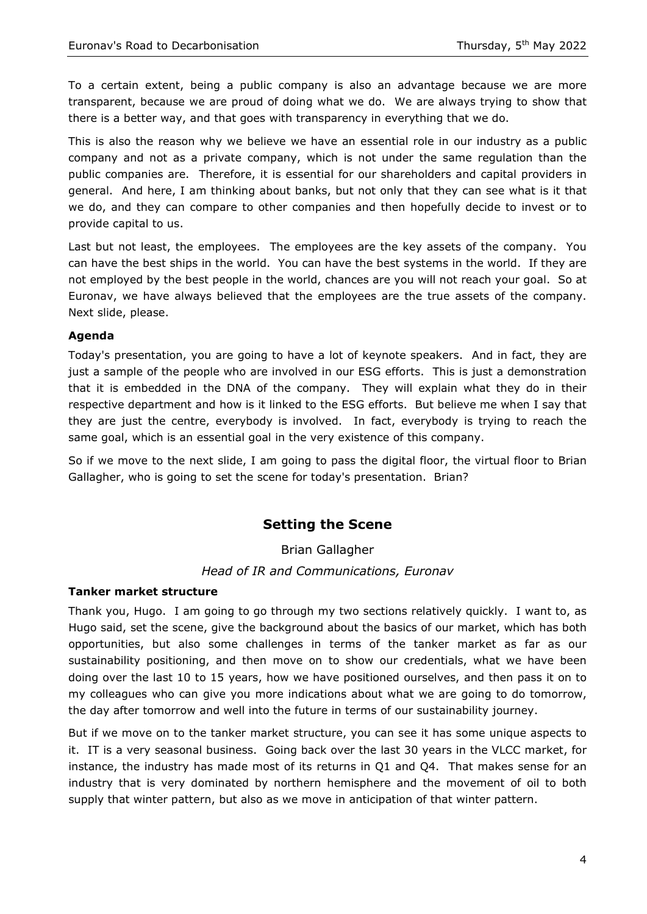To a certain extent, being a public company is also an advantage because we are more transparent, because we are proud of doing what we do. We are always trying to show that there is a better way, and that goes with transparency in everything that we do.

This is also the reason why we believe we have an essential role in our industry as a public company and not as a private company, which is not under the same regulation than the public companies are. Therefore, it is essential for our shareholders and capital providers in general. And here, I am thinking about banks, but not only that they can see what is it that we do, and they can compare to other companies and then hopefully decide to invest or to provide capital to us.

Last but not least, the employees. The employees are the key assets of the company. You can have the best ships in the world. You can have the best systems in the world. If they are not employed by the best people in the world, chances are you will not reach your goal. So at Euronav, we have always believed that the employees are the true assets of the company. Next slide, please.

**Agenda**

Today's presentation, you are going to have a lot of keynote speakers. And in fact, they are just a sample of the people who are involved in our ESG efforts. This is just a demonstration that it is embedded in the DNA of the company. They will explain what they do in their respective department and how is it linked to the ESG efforts. But believe me when I say that they are just the centre, everybody is involved. In fact, everybody is trying to reach the same goal, which is an essential goal in the very existence of this company.

So if we move to the next slide, I am going to pass the digital floor, the virtual floor to Brian Gallagher, who is going to set the scene for today's presentation. Brian?

## Setting the Scene

Brian Gallagher

*Head of IR and Communications, Euronav*

**Tanker market structure**

Thank you, Hugo. I am going to go through my two sections relatively quickly. I want to, as Hugo said, set the scene, give the background about the basics of our market, which has both opportunities, but also some challenges in terms of the tanker market as far as our sustainability positioning, and then move on to show our credentials, what we have been doing over the last 10 to 15 years, how we have positioned ourselves, and then pass it on to my colleagues who can give you more indications about what we are going to do tomorrow, the day after tomorrow and well into the future in terms of our sustainability journey.

But if we move on to the tanker market structure, you can see it has some unique aspects to it. IT is a very seasonal business. Going back over the last 30 years in the VLCC market, for instance, the industry has made most of its returns in Q1 and Q4. That makes sense for an industry that is very dominated by northern hemisphere and the movement of oil to both supply that winter pattern, but also as we move in anticipation of that winter pattern.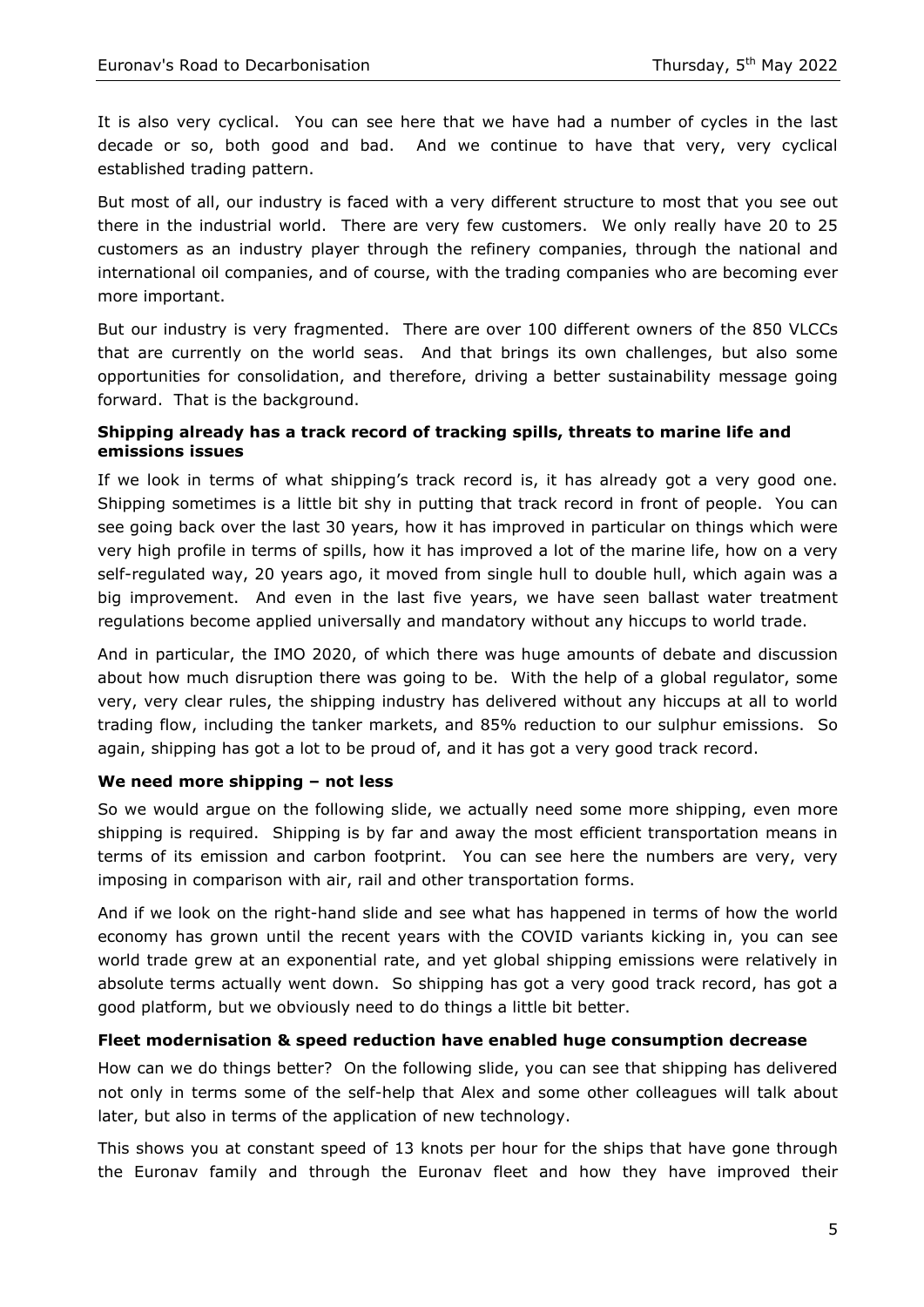It is also very cyclical. You can see here that we have had a number of cycles in the last decade or so, both good and bad. And we continue to have that very, very cyclical established trading pattern.

But most of all, our industry is faced with a very different structure to most that you see out there in the industrial world. There are very few customers. We only really have 20 to 25 customers as an industry player through the refinery companies, through the national and international oil companies, and of course, with the trading companies who are becoming ever more important.

But our industry is very fragmented. There are over 100 different owners of the 850 VLCCs that are currently on the world seas. And that brings its own challenges, but also some opportunities for consolidation, and therefore, driving a better sustainability message going forward. That is the background.

### Shipping already has a track record of tracking spills, threats to marine life and emissions issues

If we look in terms of what shipping's track record is, it has already got a very good one. Shipping sometimes is a little bit shy in putting that track record in front of people. You can see going back over the last 30 years, how it has improved in particular on things which were very high profile in terms of spills, how it has improved a lot of the marine life, how on a very self-regulated way, 20 years ago, it moved from single hull to double hull, which again was a big improvement. And even in the last five years, we have seen ballast water treatment regulations become applied universally and mandatory without any hiccups to world trade.

And in particular, the IMO 2020, of which there was huge amounts of debate and discussion about how much disruption there was going to be. With the help of a global regulator, some very, very clear rules, the shipping industry has delivered without any hiccups at all to world trading flow, including the tanker markets, and 85% reduction to our sulphur emissions. So again, shipping has got a lot to be proud of, and it has got a very good track record.

### We need more shipping – not less

So we would argue on the following slide, we actually need some more shipping, even more shipping is required. Shipping is by far and away the most efficient transportation means in terms of its emission and carbon footprint. You can see here the numbers are very, very imposing in comparison with air, rail and other transportation forms.

And if we look on the right-hand slide and see what has happened in terms of how the world economy has grown until the recent years with the COVID variants kicking in, you can see world trade grew at an exponential rate, and yet global shipping emissions were relatively in absolute terms actually went down. So shipping has got a very good track record, has got a good platform, but we obviously need to do things a little bit better.

### Fleet modernisation & speed reduction have enabled huge consumption decrease

How can we do things better? On the following slide, you can see that shipping has delivered not only in terms some of the self-help that Alex and some other colleagues will talk about later, but also in terms of the application of new technology.

This shows you at constant speed of 13 knots per hour for the ships that have gone through the Euronav family and through the Euronav fleet and how they have improved their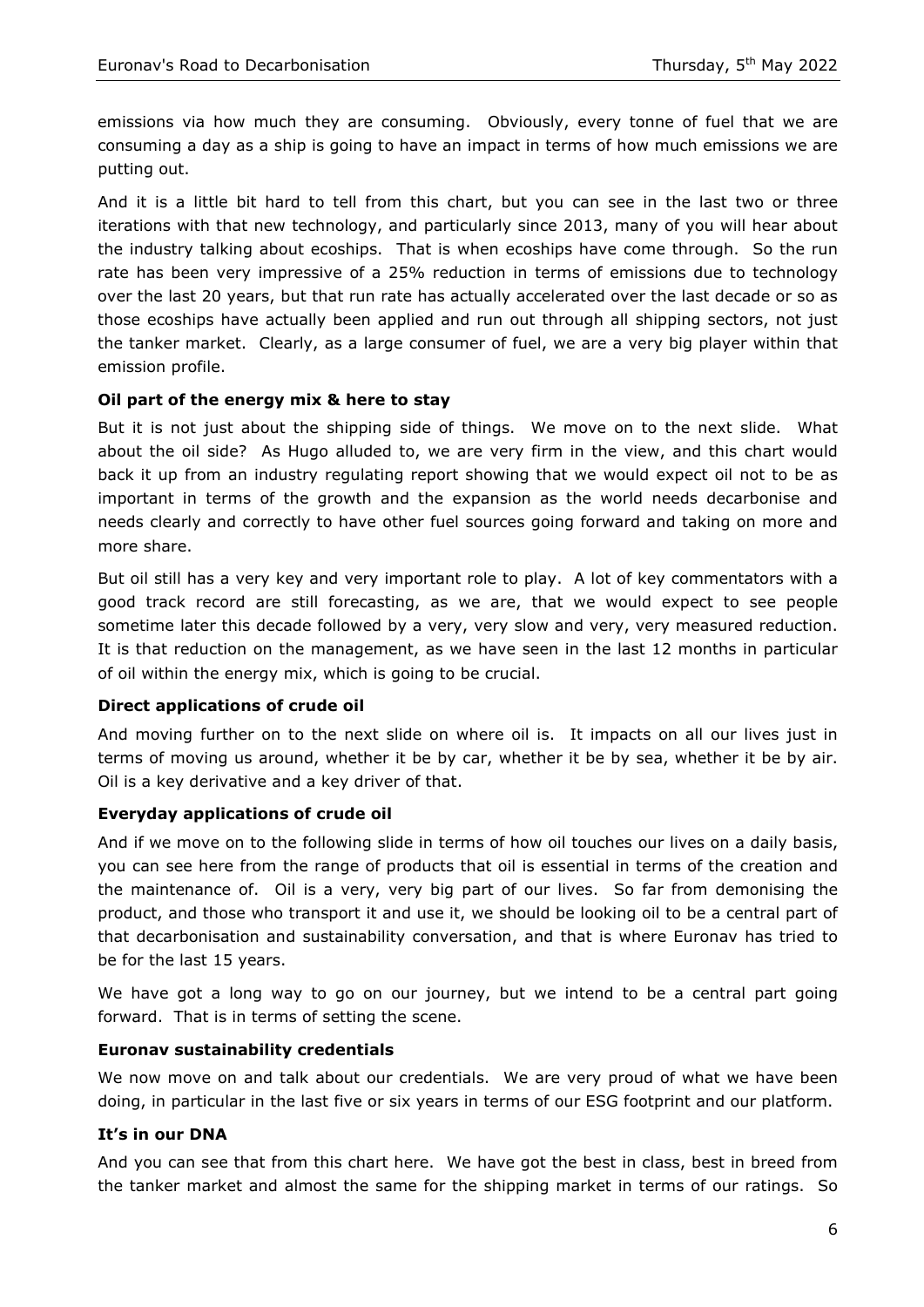emissions via how much they are consuming. Obviously, every tonne of fuel that we are consuming a day as a ship is going to have an impact in terms of how much emissions we are putting out.

And it is a little bit hard to tell from this chart, but you can see in the last two or three iterations with that new technology, and particularly since 2013, many of you will hear about the industry talking about ecoships. That is when ecoships have come through. So the run rate has been very impressive of a 25% reduction in terms of emissions due to technology over the last 20 years, but that run rate has actually accelerated over the last decade or so as those ecoships have actually been applied and run out through all shipping sectors, not just the tanker market. Clearly, as a large consumer of fuel, we are a very big player within that emission profile.

**Oil part of the energy mix & here to stay**

But it is not just about the shipping side of things. We move on to the next slide. What about the oil side? As Hugo alluded to, we are very firm in the view, and this chart would back it up from an industry regulating report showing that we would expect oil not to be as important in terms of the growth and the expansion as the world needs decarbonise and needs clearly and correctly to have other fuel sources going forward and taking on more and more share.

But oil still has a very key and very important role to play. A lot of key commentators with a good track record are still forecasting, as we are, that we would expect to see people sometime later this decade followed by a very, very slow and very, very measured reduction. It is that reduction on the management, as we have seen in the last 12 months in particular of oil within the energy mix, which is going to be crucial.

**Direct applications of crude oil**

And moving further on to the next slide on where oil is. It impacts on all our lives just in terms of moving us around, whether it be by car, whether it be by sea, whether it be by air. Oil is a key derivative and a key driver of that.

**Everyday applications of crude oil**

And if we move on to the following slide in terms of how oil touches our lives on a daily basis, you can see here from the range of products that oil is essential in terms of the creation and the maintenance of. Oil is a very, very big part of our lives. So far from demonising the product, and those who transport it and use it, we should be looking oil to be a central part of that decarbonisation and sustainability conversation, and that is where Euronav has tried to be for the last 15 years.

We have got a long way to go on our journey, but we intend to be a central part going forward. That is in terms of setting the scene.

**Euronav sustainability credentials**

We now move on and talk about our credentials. We are very proud of what we have been doing, in particular in the last five or six years in terms of our ESG footprint and our platform.

**It's in our DNA**

And you can see that from this chart here. We have got the best in class, best in breed from the tanker market and almost the same for the shipping market in terms of our ratings. So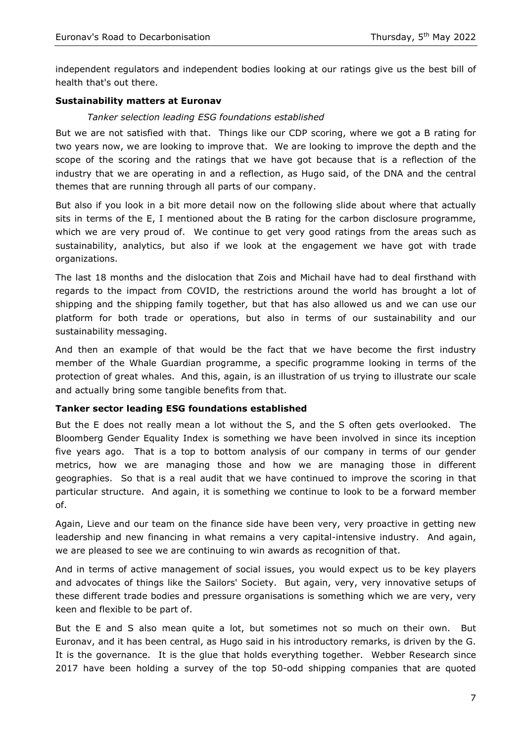independent regulators and independent bodies looking at our ratings give us the best bill of health that's out there.

**Sustainability matters at Euronav**

*Tanker selection leading ESG foundations established*

But we are not satisfied with that. Things like our CDP scoring, where we got a B rating for two years now, we are looking to improve that. We are looking to improve the depth and the scope of the scoring and the ratings that we have got because that is a reflection of the industry that we are operating in and a reflection, as Hugo said, of the DNA and the central themes that are running through all parts of our company.

But also if you look in a bit more detail now on the following slide about where that actually sits in terms of the E, I mentioned about the B rating for the carbon disclosure programme, which we are very proud of. We continue to get very good ratings from the areas such as sustainability, analytics, but also if we look at the engagement we have got with trade organizations.

The last 18 months and the dislocation that Zois and Michail have had to deal firsthand with regards to the impact from COVID, the restrictions around the world has brought a lot of shipping and the shipping family together, but that has also allowed us and we can use our platform for both trade or operations, but also in terms of our sustainability and our sustainability messaging.

And then an example of that would be the fact that we have become the first industry member of the Whale Guardian programme, a specific programme looking in terms of the protection of great whales. And this, again, is an illustration of us trying to illustrate our scale and actually bring some tangible benefits from that.

**Tanker sector leading ESG foundations established**

But the E does not really mean a lot without the S, and the S often gets overlooked. The Bloomberg Gender Equality Index is something we have been involved in since its inception five years ago. That is a top to bottom analysis of our company in terms of our gender metrics, how we are managing those and how we are managing those in different geographies. So that is a real audit that we have continued to improve the scoring in that particular structure. And again, it is something we continue to look to be a forward member of.

Again, Lieve and our team on the finance side have been very, very proactive in getting new leadership and new financing in what remains a very capital-intensive industry. And again, we are pleased to see we are continuing to win awards as recognition of that.

And in terms of active management of social issues, you would expect us to be key players and advocates of things like the Sailors' Society. But again, very, very innovative setups of these different trade bodies and pressure organisations is something which we are very, very keen and flexible to be part of.

But the E and S also mean quite a lot, but sometimes not so much on their own. But Euronav, and it has been central, as Hugo said in his introductory remarks, is driven by the G. It is the governance. It is the glue that holds everything together. Webber Research since 2017 have been holding a survey of the top 50-odd shipping companies that are quoted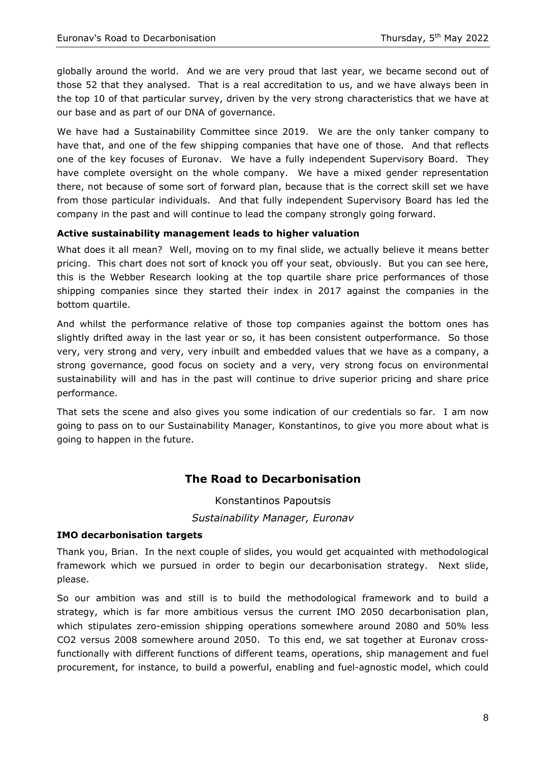globally around the world. And we are very proud that last year, we became second out of those 52 that they analysed. That is a real accreditation to us, and we have always been in the top 10 of that particular survey, driven by the very strong characteristics that we have at our base and as part of our DNA of governance.

We have had a Sustainability Committee since 2019. We are the only tanker company to have that, and one of the few shipping companies that have one of those. And that reflects one of the key focuses of Euronav. We have a fully independent Supervisory Board. They have complete oversight on the whole company. We have a mixed gender representation there, not because of some sort of forward plan, because that is the correct skill set we have from those particular individuals. And that fully independent Supervisory Board has led the company in the past and will continue to lead the company strongly going forward.

**Active sustainability management leads to higher valuation**

What does it all mean? Well, moving on to my final slide, we actually believe it means better pricing. This chart does not sort of knock you off your seat, obviously. But you can see here, this is the Webber Research looking at the top quartile share price performances of those shipping companies since they started their index in 2017 against the companies in the bottom quartile.

And whilst the performance relative of those top companies against the bottom ones has slightly drifted away in the last year or so, it has been consistent outperformance. So those very, very strong and very, very inbuilt and embedded values that we have as a company, a strong governance, good focus on society and a very, very strong focus on environmental sustainability will and has in the past will continue to drive superior pricing and share price performance.

That sets the scene and also gives you some indication of our credentials so far. I am now going to pass on to our Sustainability Manager, Konstantinos, to give you more about what is going to happen in the future.

## The Road to Decarbonisation

Konstantinos Papoutsis

*Sustainability Manager, Euronav*

**IMO decarbonisation targets**

Thank you, Brian. In the next couple of slides, you would get acquainted with methodological framework which we pursued in order to begin our decarbonisation strategy. Next slide, please.

So our ambition was and still is to build the methodological framework and to build a strategy, which is far more ambitious versus the current IMO 2050 decarbonisation plan, which stipulates zero-emission shipping operations somewhere around 2080 and 50% less $CO_2$ versus 2008 somewhere around 2050. To this end, we sat together at Euronav cross-functionally with different functions of different teams, operations, ship management and fuel procurement, for instance, to build a powerful, enabling and fuel-agnostic model, which could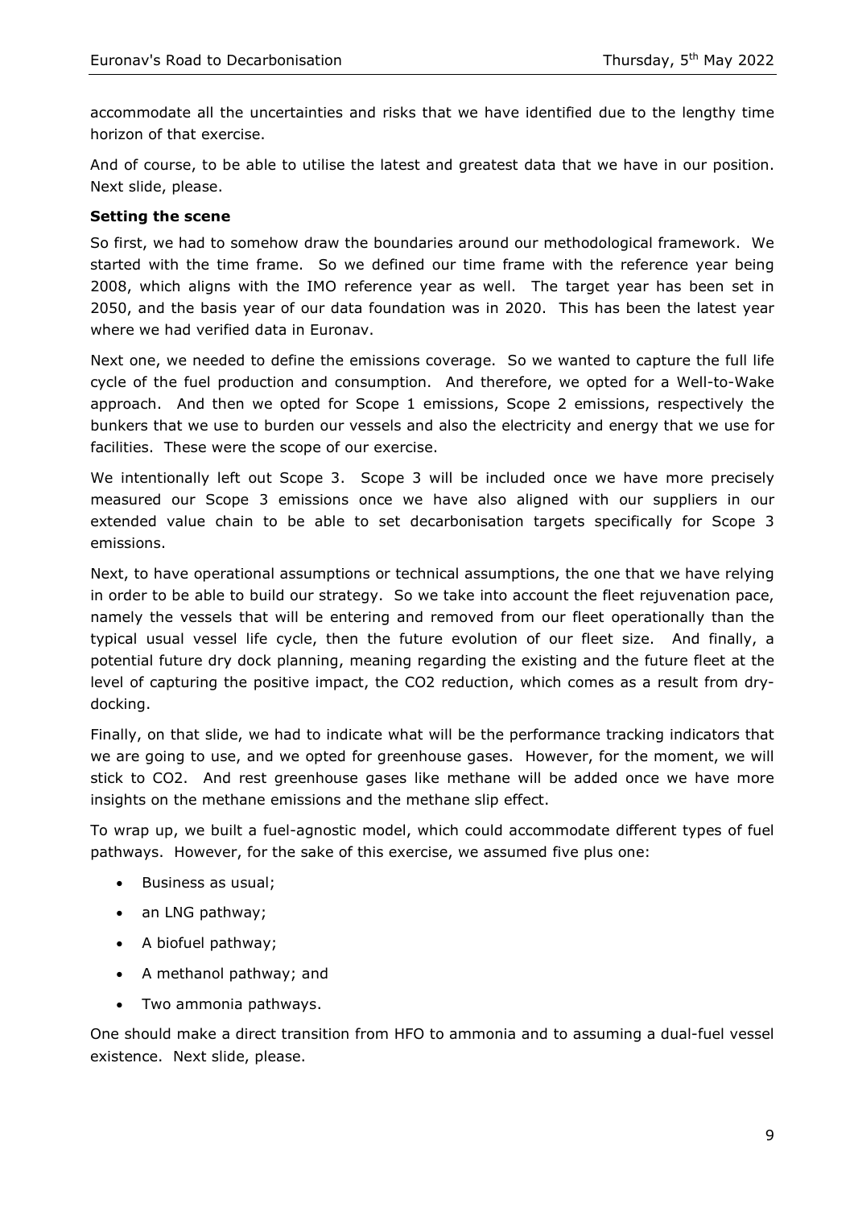accommodate all the uncertainties and risks that we have identified due to the lengthy time horizon of that exercise.

And of course, to be able to utilise the latest and greatest data that we have in our position. Next slide, please.

**Setting the scene**

So first, we had to somehow draw the boundaries around our methodological framework. We started with the time frame. So we defined our time frame with the reference year being 2008, which aligns with the IMO reference year as well. The target year has been set in 2050, and the basis year of our data foundation was in 2020. This has been the latest year where we had verified data in Euronav.

Next one, we needed to define the emissions coverage. So we wanted to capture the full life cycle of the fuel production and consumption. And therefore, we opted for a Well-to-Wake approach. And then we opted for Scope 1 emissions, Scope 2 emissions, respectively the bunkers that we use to burden our vessels and also the electricity and energy that we use for facilities. These were the scope of our exercise.

We intentionally left out Scope 3. Scope 3 will be included once we have more precisely measured our Scope 3 emissions once we have also aligned with our suppliers in our extended value chain to be able to set decarbonisation targets specifically for Scope 3 emissions.

Next, to have operational assumptions or technical assumptions, the one that we have relying in order to be able to build our strategy. So we take into account the fleet rejuvenation pace, namely the vessels that will be entering and removed from our fleet operationally than the typical usual vessel life cycle, then the future evolution of our fleet size. And finally, a potential future dry dock planning, meaning regarding the existing and the future fleet at the level of capturing the positive impact, the $CO_2$ reduction, which comes as a result from dry-docking.

Finally, on that slide, we had to indicate what will be the performance tracking indicators that we are going to use, and we opted for greenhouse gases. However, for the moment, we will stick to $CO_2$. And rest greenhouse gases like methane will be added once we have more insights on the methane emissions and the methane slip effect.

To wrap up, we built a fuel-agnostic model, which could accommodate different types of fuel pathways. However, for the sake of this exercise, we assumed five plus one:

- Business as usual;
- an LNG pathway;
- A biofuel pathway;
- A methanol pathway; and
- Two ammonia pathways.

One should make a direct transition from HFO to ammonia and to assuming a dual-fuel vessel existence. Next slide, please.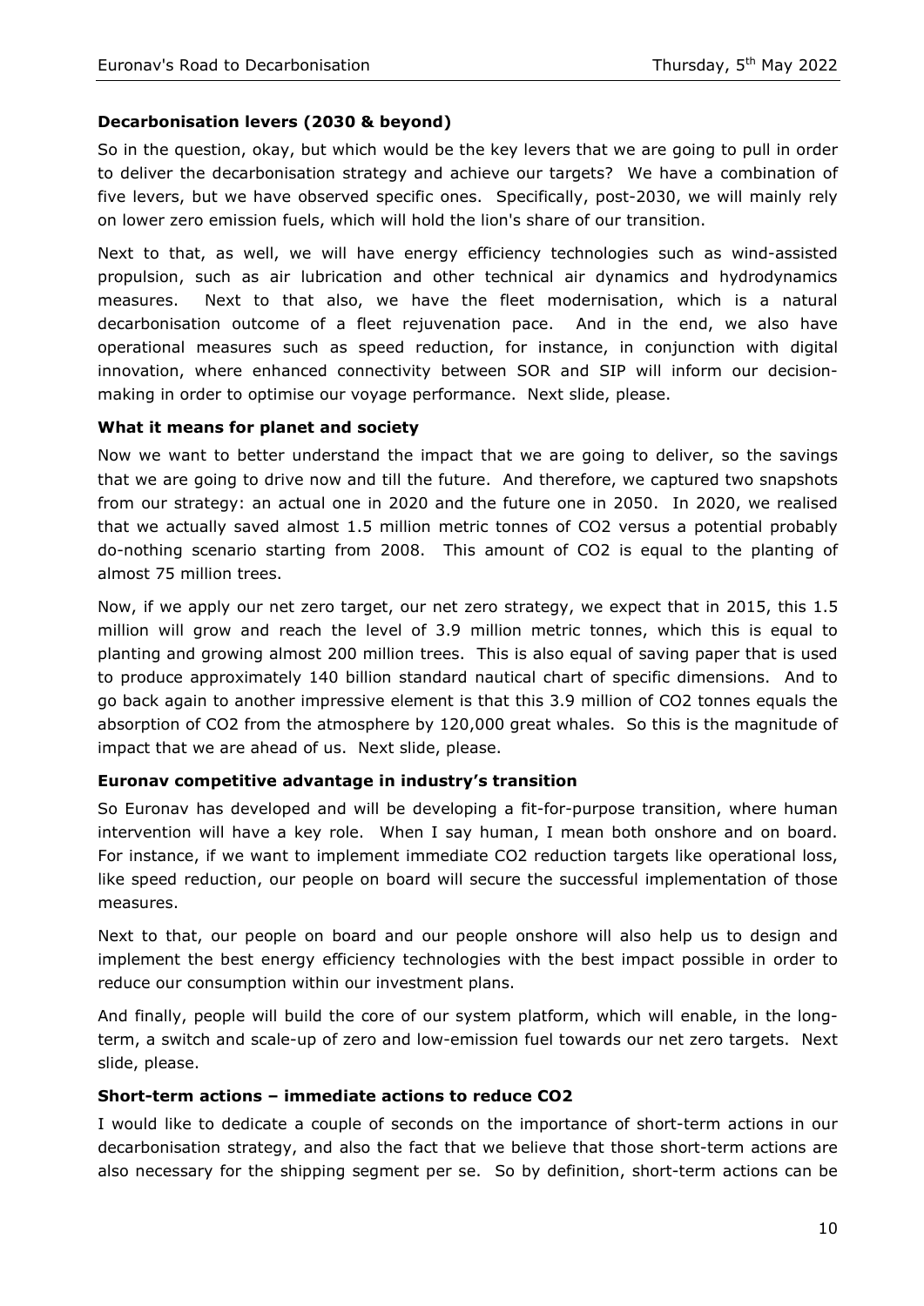**Decarbonisation levers (2030 & beyond)**

So in the question, okay, but which would be the key levers that we are going to pull in order to deliver the decarbonisation strategy and achieve our targets? We have a combination of five levers, but we have observed specific ones. Specifically, post-2030, we will mainly rely on lower zero emission fuels, which will hold the lion's share of our transition.

Next to that, as well, we will have energy efficiency technologies such as wind-assisted propulsion, such as air lubrication and other technical air dynamics and hydrodynamics measures. Next to that also, we have the fleet modernisation, which is a natural decarbonisation outcome of a fleet rejuvenation pace. And in the end, we also have operational measures such as speed reduction, for instance, in conjunction with digital innovation, where enhanced connectivity between SOR and SIP will inform our decision-making in order to optimise our voyage performance. Next slide, please.

**What it means for planet and society**

Now we want to better understand the impact that we are going to deliver, so the savings that we are going to drive now and till the future. And therefore, we captured two snapshots from our strategy: an actual one in 2020 and the future one in 2050. In 2020, we realised that we actually saved almost 1.5 million metric tonnes of CO2 versus a potential probably do-nothing scenario starting from 2008. This amount of CO2 is equal to the planting of almost 75 million trees.

Now, if we apply our net zero target, our net zero strategy, we expect that in 2015, this 1.5 million will grow and reach the level of 3.9 million metric tonnes, which this is equal to planting and growing almost 200 million trees. This is also equal of saving paper that is used to produce approximately 140 billion standard nautical chart of specific dimensions. And to go back again to another impressive element is that this 3.9 million of CO2 tonnes equals the absorption of CO2 from the atmosphere by 120,000 great whales. So this is the magnitude of impact that we are ahead of us. Next slide, please.

**Euronav competitive advantage in industry's transition**

So Euronav has developed and will be developing a fit-for-purpose transition, where human intervention will have a key role. When I say human, I mean both onshore and on board. For instance, if we want to implement immediate CO2 reduction targets like operational loss, like speed reduction, our people on board will secure the successful implementation of those measures.

Next to that, our people on board and our people onshore will also help us to design and implement the best energy efficiency technologies with the best impact possible in order to reduce our consumption within our investment plans.

And finally, people will build the core of our system platform, which will enable, in the long-term, a switch and scale-up of zero and low-emission fuel towards our net zero targets. Next slide, please.

**Short-term actions – immediate actions to reduce CO2**

I would like to dedicate a couple of seconds on the importance of short-term actions in our decarbonisation strategy, and also the fact that we believe that those short-term actions are also necessary for the shipping segment per se. So by definition, short-term actions can be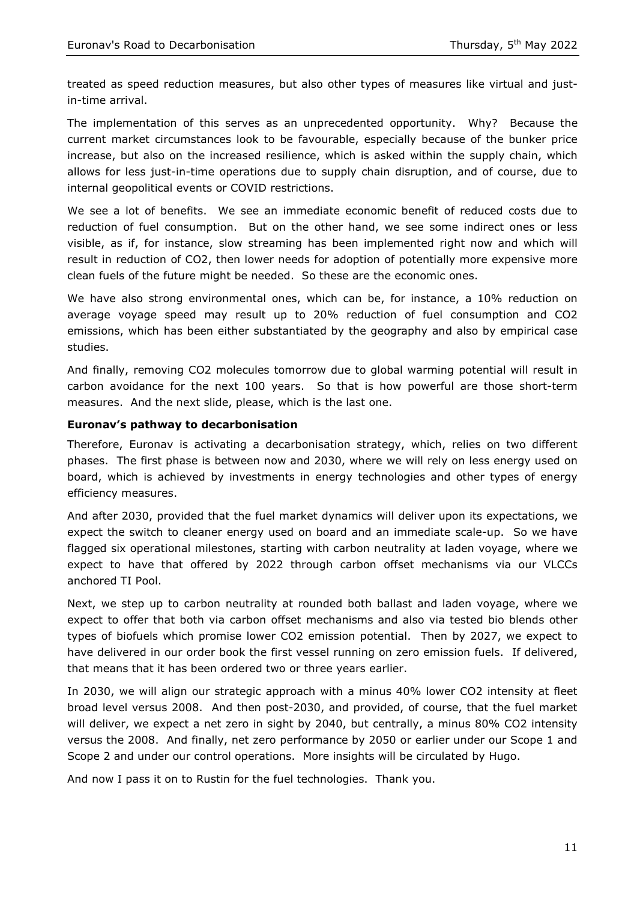treated as speed reduction measures, but also other types of measures like virtual and just-in-time arrival.

The implementation of this serves as an unprecedented opportunity. Why? Because the current market circumstances look to be favourable, especially because of the bunker price increase, but also on the increased resilience, which is asked within the supply chain, which allows for less just-in-time operations due to supply chain disruption, and of course, due to internal geopolitical events or COVID restrictions.

We see a lot of benefits. We see an immediate economic benefit of reduced costs due to reduction of fuel consumption. But on the other hand, we see some indirect ones or less visible, as if, for instance, slow streaming has been implemented right now and which will result in reduction of $CO_2$, then lower needs for adoption of potentially more expensive more clean fuels of the future might be needed. So these are the economic ones.

We have also strong environmental ones, which can be, for instance, a 10% reduction on average voyage speed may result up to 20% reduction of fuel consumption and $CO_2$ emissions, which has been either substantiated by the geography and also by empirical case studies.

And finally, removing $CO_2$ molecules tomorrow due to global warming potential will result in carbon avoidance for the next 100 years. So that is how powerful are those short-term measures. And the next slide, please, which is the last one.

**Euronav's pathway to decarbonisation**

Therefore, Euronav is activating a decarbonisation strategy, which, relies on two different phases. The first phase is between now and 2030, where we will rely on less energy used on board, which is achieved by investments in energy technologies and other types of energy efficiency measures.

And after 2030, provided that the fuel market dynamics will deliver upon its expectations, we expect the switch to cleaner energy used on board and an immediate scale-up. So we have flagged six operational milestones, starting with carbon neutrality at laden voyage, where we expect to have that offered by 2022 through carbon offset mechanisms via our VLCCs anchored TI Pool.

Next, we step up to carbon neutrality at rounded both ballast and laden voyage, where we expect to offer that both via carbon offset mechanisms and also via tested bio blends other types of biofuels which promise lower $CO_2$ emission potential. Then by 2027, we expect to have delivered in our order book the first vessel running on zero emission fuels. If delivered, that means that it has been ordered two or three years earlier.

In 2030, we will align our strategic approach with a minus 40% lower $CO_2$ intensity at fleet broad level versus 2008. And then post-2030, and provided, of course, that the fuel market will deliver, we expect a net zero in sight by 2040, but centrally, a minus 80% $CO_2$ intensity versus the 2008. And finally, net zero performance by 2050 or earlier under our Scope 1 and Scope 2 and under our control operations. More insights will be circulated by Hugo.

And now I pass it on to Rustin for the fuel technologies. Thank you.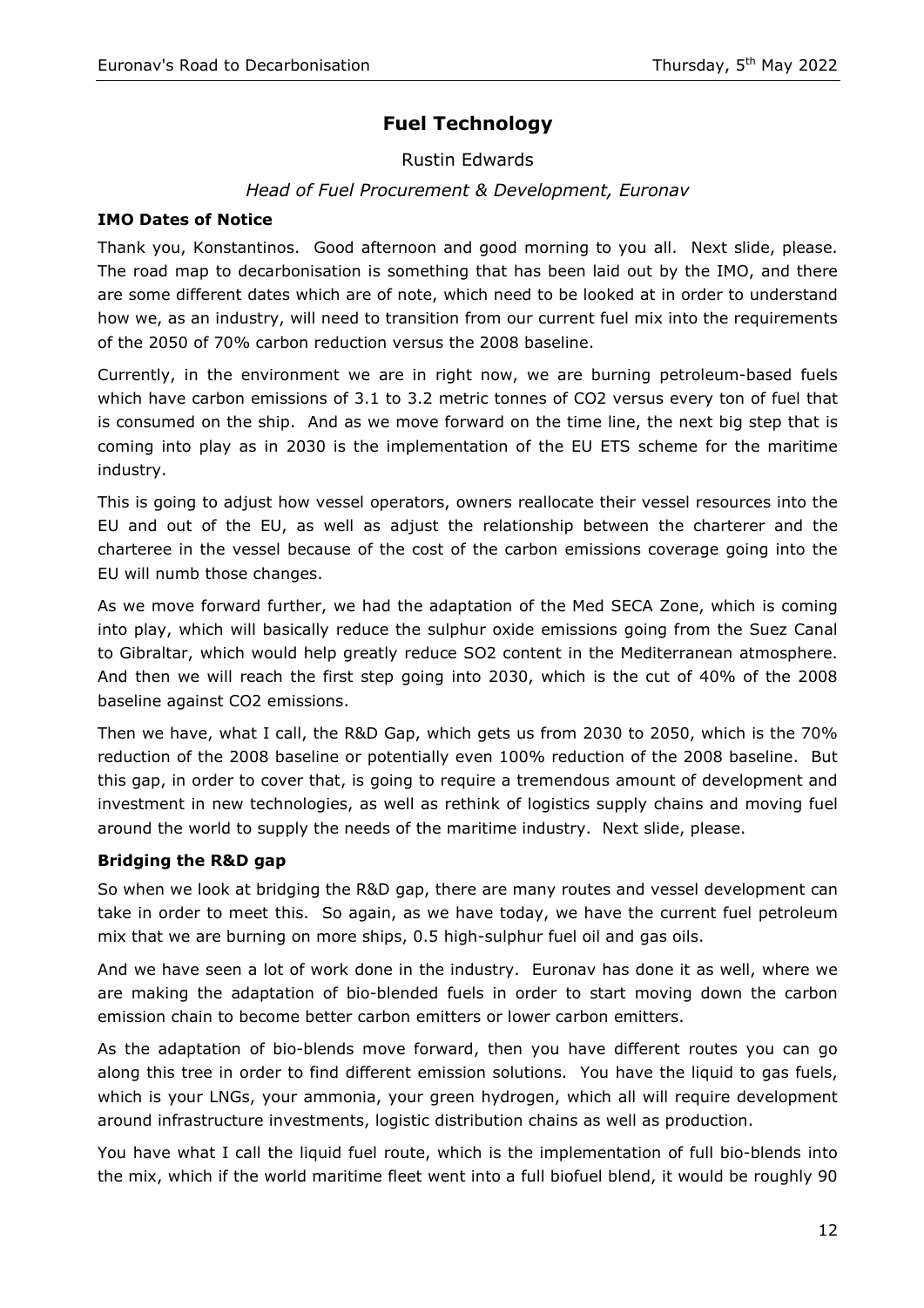## Fuel Technology

Rustin Edwards

*Head of Fuel Procurement & Development, Euronav*

### IMO Dates of Notice

Thank you, Konstantinos. Good afternoon and good morning to you all. Next slide, please. The road map to decarbonisation is something that has been laid out by the IMO, and there are some different dates which are of note, which need to be looked at in order to understand how we, as an industry, will need to transition from our current fuel mix into the requirements of the 2050 of 70% carbon reduction versus the 2008 baseline.

Currently, in the environment we are in right now, we are burning petroleum-based fuels which have carbon emissions of 3.1 to 3.2 metric tonnes of $CO_2$ versus every ton of fuel that is consumed on the ship. And as we move forward on the time line, the next big step that is coming into play as in 2030 is the implementation of the EU ETS scheme for the maritime industry.

This is going to adjust how vessel operators, owners reallocate their vessel resources into the EU and out of the EU, as well as adjust the relationship between the charterer and the charteree in the vessel because of the cost of the carbon emissions coverage going into the EU will numb those changes.

As we move forward further, we had the adaptation of the Med SECA Zone, which is coming into play, which will basically reduce the sulphur oxide emissions going from the Suez Canal to Gibraltar, which would help greatly reduce $SO_2$ content in the Mediterranean atmosphere. And then we will reach the first step going into 2030, which is the cut of 40% of the 2008 baseline against $CO_2$ emissions.

Then we have, what I call, the R&D Gap, which gets us from 2030 to 2050, which is the 70% reduction of the 2008 baseline or potentially even 100% reduction of the 2008 baseline. But this gap, in order to cover that, is going to require a tremendous amount of development and investment in new technologies, as well as rethink of logistics supply chains and moving fuel around the world to supply the needs of the maritime industry. Next slide, please.

### Bridging the R&D gap

So when we look at bridging the R&D gap, there are many routes and vessel development can take in order to meet this. So again, as we have today, we have the current fuel petroleum mix that we are burning on more ships, 0.5 high-sulphur fuel oil and gas oils.

And we have seen a lot of work done in the industry. Euronav has done it as well, where we are making the adaptation of bio-blended fuels in order to start moving down the carbon emission chain to become better carbon emitters or lower carbon emitters.

As the adaptation of bio-blends move forward, then you have different routes you can go along this tree in order to find different emission solutions. You have the liquid to gas fuels, which is your LNGs, your ammonia, your green hydrogen, which all will require development around infrastructure investments, logistic distribution chains as well as production.

You have what I call the liquid fuel route, which is the implementation of full bio-blends into the mix, which if the world maritime fleet went into a full biofuel blend, it would be roughly 90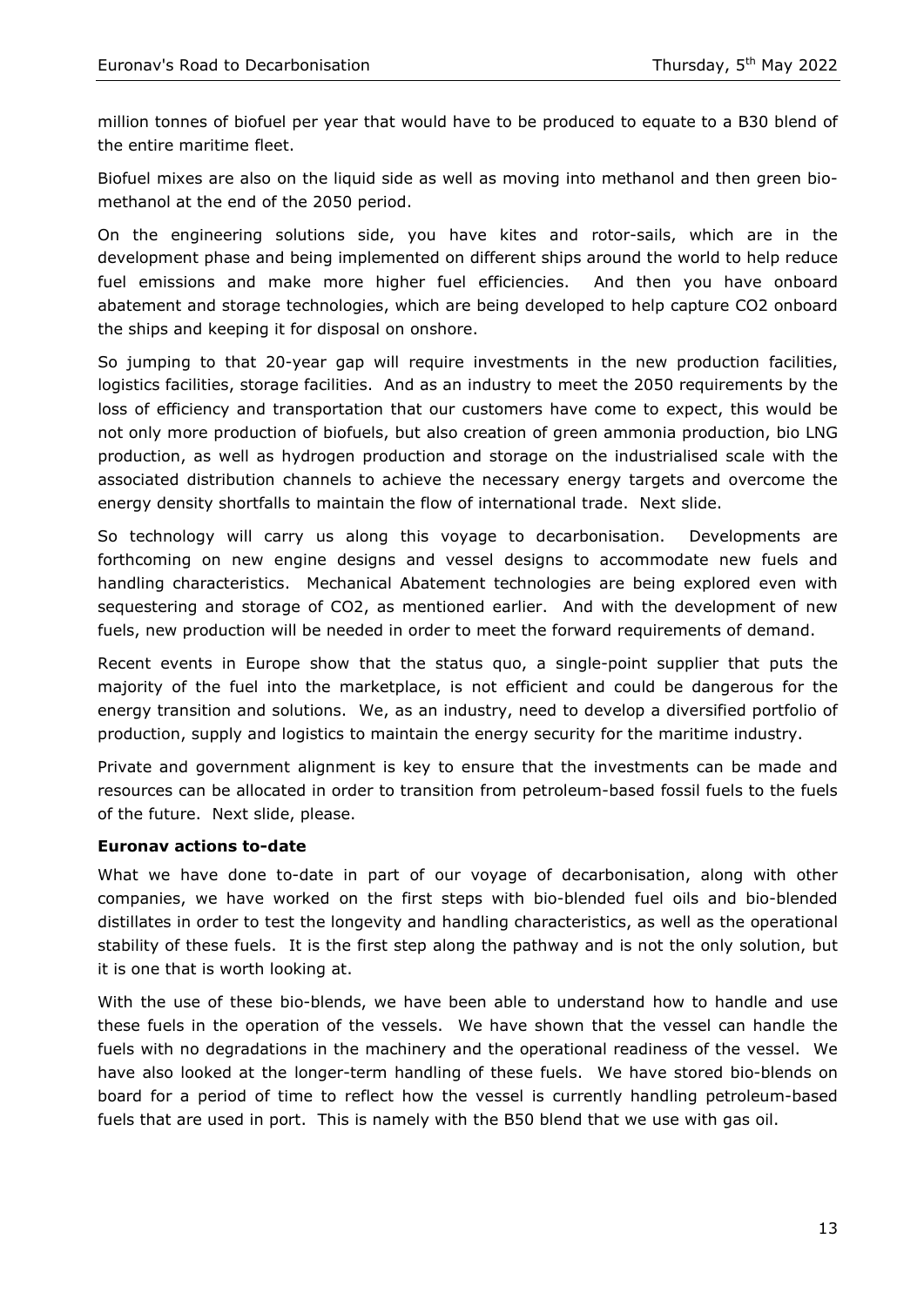million tonnes of biofuel per year that would have to be produced to equate to a B30 blend of the entire maritime fleet.

Biofuel mixes are also on the liquid side as well as moving into methanol and then green bio-methanol at the end of the 2050 period.

On the engineering solutions side, you have kites and rotor-sails, which are in the development phase and being implemented on different ships around the world to help reduce fuel emissions and make more higher fuel efficiencies. And then you have onboard abatement and storage technologies, which are being developed to help capture $CO_2$ onboard the ships and keeping it for disposal on onshore.

So jumping to that 20-year gap will require investments in the new production facilities, logistics facilities, storage facilities. And as an industry to meet the 2050 requirements by the loss of efficiency and transportation that our customers have come to expect, this would be not only more production of biofuels, but also creation of green ammonia production, bio LNG production, as well as hydrogen production and storage on the industrialised scale with the associated distribution channels to achieve the necessary energy targets and overcome the energy density shortfalls to maintain the flow of international trade. Next slide.

So technology will carry us along this voyage to decarbonisation. Developments are forthcoming on new engine designs and vessel designs to accommodate new fuels and handling characteristics. Mechanical Abatement technologies are being explored even with sequestering and storage of $CO_2$, as mentioned earlier. And with the development of new fuels, new production will be needed in order to meet the forward requirements of demand.

Recent events in Europe show that the status quo, a single-point supplier that puts the majority of the fuel into the marketplace, is not efficient and could be dangerous for the energy transition and solutions. We, as an industry, need to develop a diversified portfolio of production, supply and logistics to maintain the energy security for the maritime industry.

Private and government alignment is key to ensure that the investments can be made and resources can be allocated in order to transition from petroleum-based fossil fuels to the fuels of the future. Next slide, please.

**Euronav actions to-date**

What we have done to-date in part of our voyage of decarbonisation, along with other companies, we have worked on the first steps with bio-blended fuel oils and bio-blended distillates in order to test the longevity and handling characteristics, as well as the operational stability of these fuels. It is the first step along the pathway and is not the only solution, but it is one that is worth looking at.

With the use of these bio-blends, we have been able to understand how to handle and use these fuels in the operation of the vessels. We have shown that the vessel can handle the fuels with no degradations in the machinery and the operational readiness of the vessel. We have also looked at the longer-term handling of these fuels. We have stored bio-blends on board for a period of time to reflect how the vessel is currently handling petroleum-based fuels that are used in port. This is namely with the B50 blend that we use with gas oil.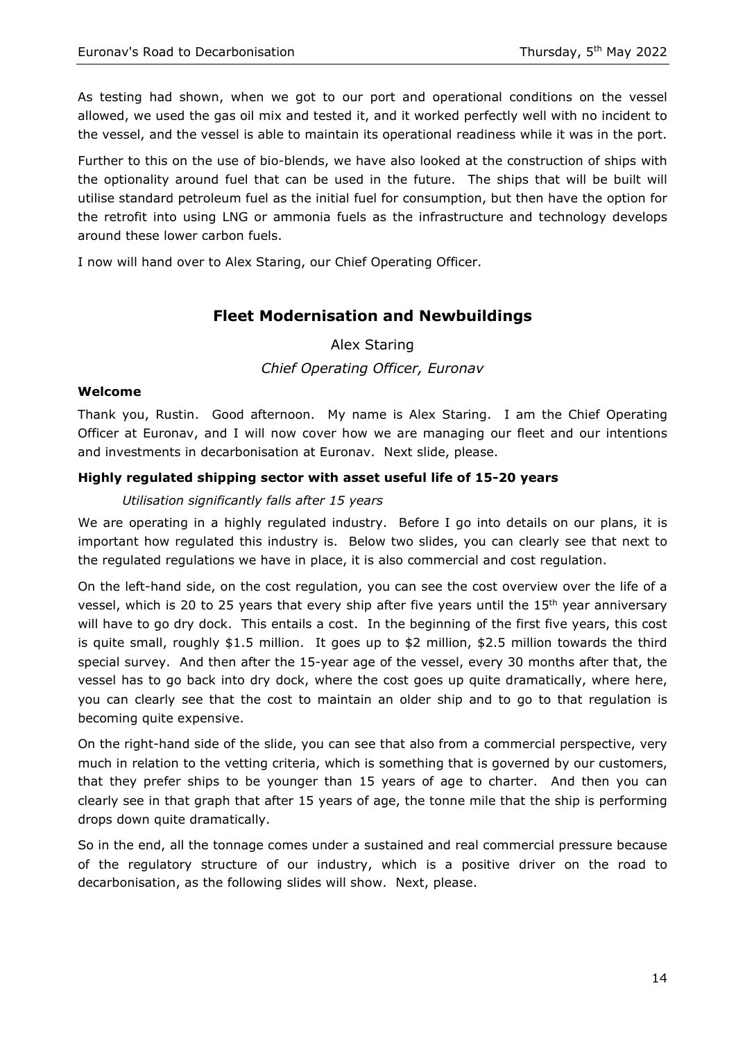As testing had shown, when we got to our port and operational conditions on the vessel allowed, we used the gas oil mix and tested it, and it worked perfectly well with no incident to the vessel, and the vessel is able to maintain its operational readiness while it was in the port.

Further to this on the use of bio-blends, we have also looked at the construction of ships with the optionality around fuel that can be used in the future. The ships that will be built will utilise standard petroleum fuel as the initial fuel for consumption, but then have the option for the retrofit into using LNG or ammonia fuels as the infrastructure and technology develops around these lower carbon fuels.

I now will hand over to Alex Staring, our Chief Operating Officer.

## Fleet Modernisation and Newbuildings

Alex Staring

*Chief Operating Officer, Euronav*

### Welcome

Thank you, Rustin. Good afternoon. My name is Alex Staring. I am the Chief Operating Officer at Euronav, and I will now cover how we are managing our fleet and our intentions and investments in decarbonisation at Euronav. Next slide, please.

### Highly regulated shipping sector with asset useful life of 15-20 years

*Utilisation significantly falls after 15 years*

We are operating in a highly regulated industry. Before I go into details on our plans, it is important how regulated this industry is. Below two slides, you can clearly see that next to the regulated regulations we have in place, it is also commercial and cost regulation.

On the left-hand side, on the cost regulation, you can see the cost overview over the life of a vessel, which is 20 to 25 years that every ship after five years until the 15th year anniversary will have to go dry dock. This entails a cost. In the beginning of the first five years, this cost is quite small, roughly $1.5 million. It goes up to $2 million, $2.5 million towards the third special survey. And then after the 15-year age of the vessel, every 30 months after that, the vessel has to go back into dry dock, where the cost goes up quite dramatically, where here, you can clearly see that the cost to maintain an older ship and to go to that regulation is becoming quite expensive.

On the right-hand side of the slide, you can see that also from a commercial perspective, very much in relation to the vetting criteria, which is something that is governed by our customers, that they prefer ships to be younger than 15 years of age to charter. And then you can clearly see in that graph that after 15 years of age, the tonne mile that the ship is performing drops down quite dramatically.

So in the end, all the tonnage comes under a sustained and real commercial pressure because of the regulatory structure of our industry, which is a positive driver on the road to decarbonisation, as the following slides will show. Next, please.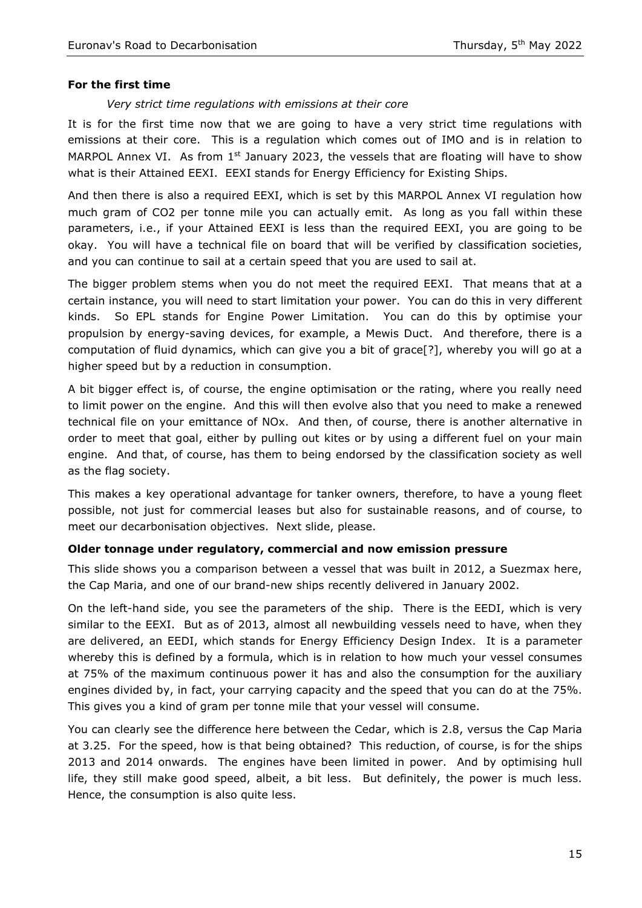**For the first time**

*Very strict time regulations with emissions at their core*

It is for the first time now that we are going to have a very strict time regulations with emissions at their core. This is a regulation which comes out of IMO and is in relation to MARPOL Annex VI. As from 1st January 2023, the vessels that are floating will have to show what is their Attained EEXI. EEXI stands for Energy Efficiency for Existing Ships.

And then there is also a required EEXI, which is set by this MARPOL Annex VI regulation how much gram of CO2 per tonne mile you can actually emit. As long as you fall within these parameters, i.e., if your Attained EEXI is less than the required EEXI, you are going to be okay. You will have a technical file on board that will be verified by classification societies, and you can continue to sail at a certain speed that you are used to sail at.

The bigger problem stems when you do not meet the required EEXI. That means that at a certain instance, you will need to start limitation your power. You can do this in very different kinds. So EPL stands for Engine Power Limitation. You can do this by optimise your propulsion by energy-saving devices, for example, a Mewis Duct. And therefore, there is a computation of fluid dynamics, which can give you a bit of grace[?], whereby you will go at a higher speed but by a reduction in consumption.

A bit bigger effect is, of course, the engine optimisation or the rating, where you really need to limit power on the engine. And this will then evolve also that you need to make a renewed technical file on your emittance of NOx. And then, of course, there is another alternative in order to meet that goal, either by pulling out kites or by using a different fuel on your main engine. And that, of course, has them to being endorsed by the classification society as well as the flag society.

This makes a key operational advantage for tanker owners, therefore, to have a young fleet possible, not just for commercial leases but also for sustainable reasons, and of course, to meet our decarbonisation objectives. Next slide, please.

**Older tonnage under regulatory, commercial and now emission pressure**

This slide shows you a comparison between a vessel that was built in 2012, a Suezmax here, the Cap Maria, and one of our brand-new ships recently delivered in January 2002.

On the left-hand side, you see the parameters of the ship. There is the EEDI, which is very similar to the EEXI. But as of 2013, almost all newbuilding vessels need to have, when they are delivered, an EEDI, which stands for Energy Efficiency Design Index. It is a parameter whereby this is defined by a formula, which is in relation to how much your vessel consumes at 75% of the maximum continuous power it has and also the consumption for the auxiliary engines divided by, in fact, your carrying capacity and the speed that you can do at the 75%. This gives you a kind of gram per tonne mile that your vessel will consume.

You can clearly see the difference here between the Cedar, which is 2.8, versus the Cap Maria at 3.25. For the speed, how is that being obtained? This reduction, of course, is for the ships 2013 and 2014 onwards. The engines have been limited in power. And by optimising hull life, they still make good speed, albeit, a bit less. But definitely, the power is much less. Hence, the consumption is also quite less.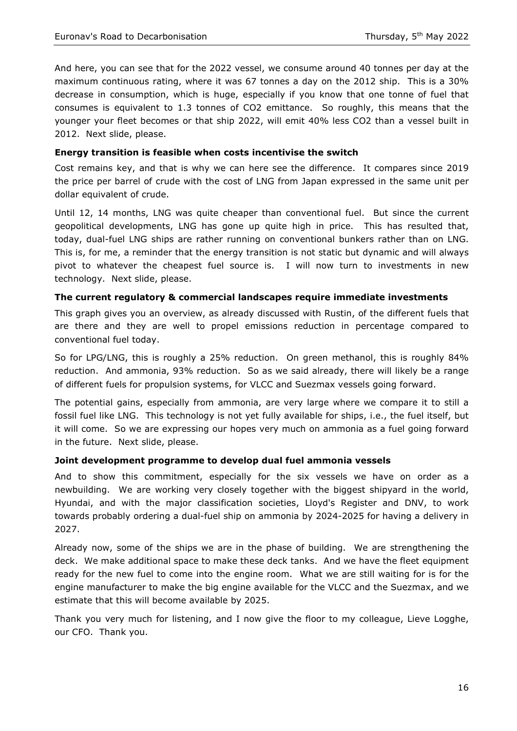And here, you can see that for the 2022 vessel, we consume around 40 tonnes per day at the maximum continuous rating, where it was 67 tonnes a day on the 2012 ship. This is a 30% decrease in consumption, which is huge, especially if you know that one tonne of fuel that consumes is equivalent to 1.3 tonnes of CO2 emittance. So roughly, this means that the younger your fleet becomes or that ship 2022, will emit 40% less CO2 than a vessel built in 2012. Next slide, please.

### Energy transition is feasible when costs incentivise the switch

Cost remains key, and that is why we can here see the difference. It compares since 2019 the price per barrel of crude with the cost of LNG from Japan expressed in the same unit per dollar equivalent of crude.

Until 12, 14 months, LNG was quite cheaper than conventional fuel. But since the current geopolitical developments, LNG has gone up quite high in price. This has resulted that, today, dual-fuel LNG ships are rather running on conventional bunkers rather than on LNG. This is, for me, a reminder that the energy transition is not static but dynamic and will always pivot to whatever the cheapest fuel source is. I will now turn to investments in new technology. Next slide, please.

### The current regulatory & commercial landscapes require immediate investments

This graph gives you an overview, as already discussed with Rustin, of the different fuels that are there and they are well to propel emissions reduction in percentage compared to conventional fuel today.

So for LPG/LNG, this is roughly a 25% reduction. On green methanol, this is roughly 84% reduction. And ammonia, 93% reduction. So as we said already, there will likely be a range of different fuels for propulsion systems, for VLCC and Suezmax vessels going forward.

The potential gains, especially from ammonia, are very large where we compare it to still a fossil fuel like LNG. This technology is not yet fully available for ships, i.e., the fuel itself, but it will come. So we are expressing our hopes very much on ammonia as a fuel going forward in the future. Next slide, please.

### Joint development programme to develop dual fuel ammonia vessels

And to show this commitment, especially for the six vessels we have on order as a newbuilding. We are working very closely together with the biggest shipyard in the world, Hyundai, and with the major classification societies, Lloyd's Register and DNV, to work towards probably ordering a dual-fuel ship on ammonia by 2024-2025 for having a delivery in 2027.

Already now, some of the ships we are in the phase of building. We are strengthening the deck. We make additional space to make these deck tanks. And we have the fleet equipment ready for the new fuel to come into the engine room. What we are still waiting for is for the engine manufacturer to make the big engine available for the VLCC and the Suezmax, and we estimate that this will become available by 2025.

Thank you very much for listening, and I now give the floor to my colleague, Lieve Logghe, our CFO. Thank you.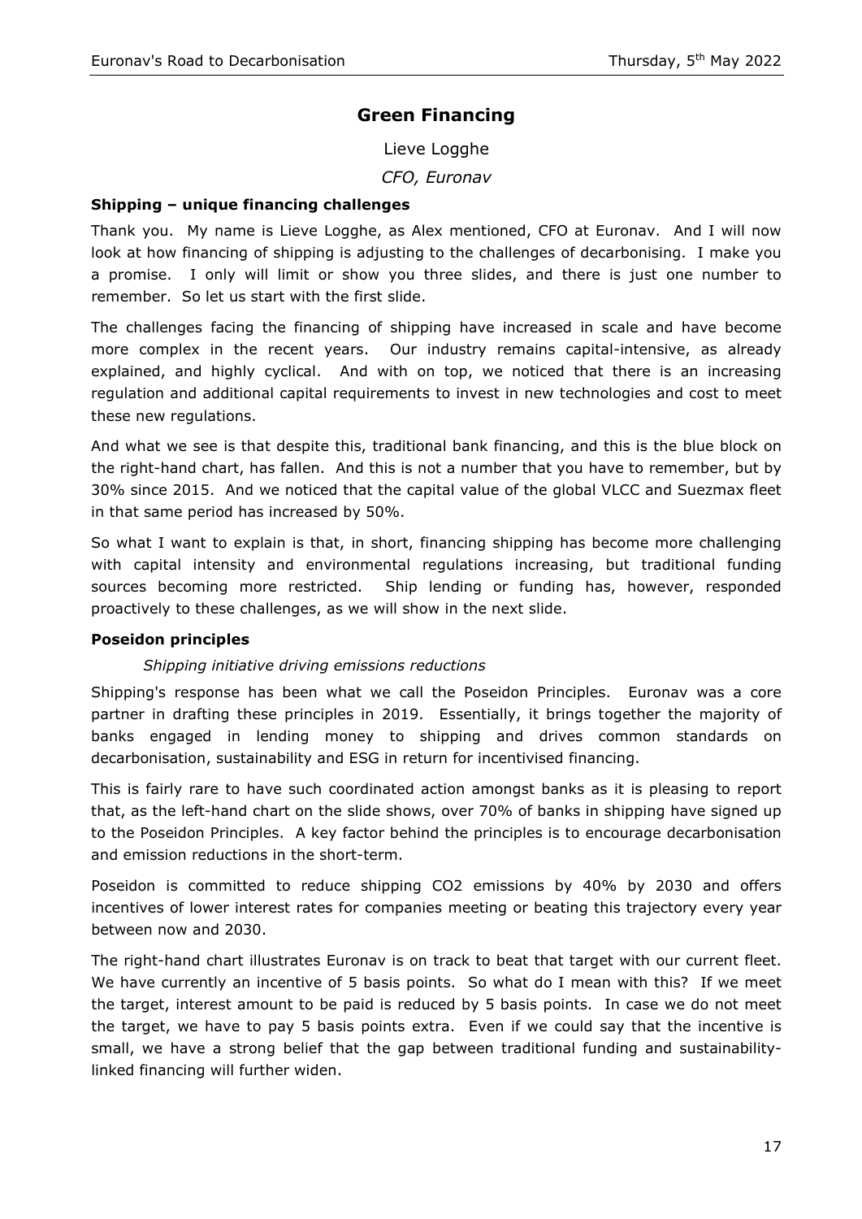## Green Financing

Lieve Logghe

*CFO, Euronav*

### Shipping – unique financing challenges

Thank you. My name is Lieve Logghe, as Alex mentioned, CFO at Euronav. And I will now look at how financing of shipping is adjusting to the challenges of decarbonising. I make you a promise. I only will limit or show you three slides, and there is just one number to remember. So let us start with the first slide.

The challenges facing the financing of shipping have increased in scale and have become more complex in the recent years. Our industry remains capital-intensive, as already explained, and highly cyclical. And with on top, we noticed that there is an increasing regulation and additional capital requirements to invest in new technologies and cost to meet these new regulations.

And what we see is that despite this, traditional bank financing, and this is the blue block on the right-hand chart, has fallen. And this is not a number that you have to remember, but by 30% since 2015. And we noticed that the capital value of the global VLCC and Suezmax fleet in that same period has increased by 50%.

So what I want to explain is that, in short, financing shipping has become more challenging with capital intensity and environmental regulations increasing, but traditional funding sources becoming more restricted. Ship lending or funding has, however, responded proactively to these challenges, as we will show in the next slide.

### Poseidon principles

*Shipping initiative driving emissions reductions*

Shipping's response has been what we call the Poseidon Principles. Euronav was a core partner in drafting these principles in 2019. Essentially, it brings together the majority of banks engaged in lending money to shipping and drives common standards on decarbonisation, sustainability and ESG in return for incentivised financing.

This is fairly rare to have such coordinated action amongst banks as it is pleasing to report that, as the left-hand chart on the slide shows, over 70% of banks in shipping have signed up to the Poseidon Principles. A key factor behind the principles is to encourage decarbonisation and emission reductions in the short-term.

Poseidon is committed to reduce shipping $CO_2$ emissions by 40% by 2030 and offers incentives of lower interest rates for companies meeting or beating this trajectory every year between now and 2030.

The right-hand chart illustrates Euronav is on track to beat that target with our current fleet. We have currently an incentive of 5 basis points. So what do I mean with this? If we meet the target, interest amount to be paid is reduced by 5 basis points. In case we do not meet the target, we have to pay 5 basis points extra. Even if we could say that the incentive is small, we have a strong belief that the gap between traditional funding and sustainability-linked financing will further widen.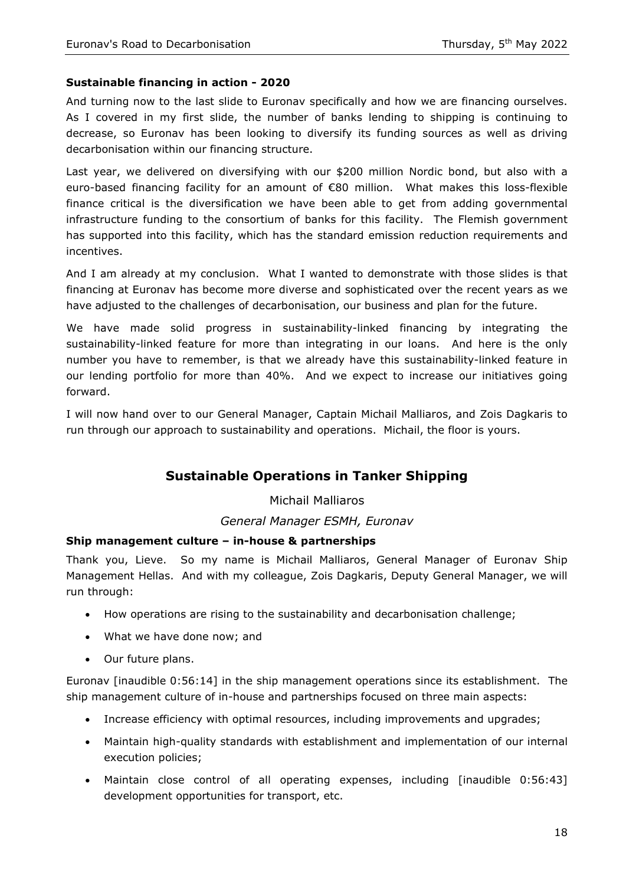### Sustainable financing in action - 2020

And turning now to the last slide to Euronav specifically and how we are financing ourselves. As I covered in my first slide, the number of banks lending to shipping is continuing to decrease, so Euronav has been looking to diversify its funding sources as well as driving decarbonisation within our financing structure.

Last year, we delivered on diversifying with our $200 million Nordic bond, but also with a euro-based financing facility for an amount of €80 million. What makes this loss-flexible finance critical is the diversification we have been able to get from adding governmental infrastructure funding to the consortium of banks for this facility. The Flemish government has supported into this facility, which has the standard emission reduction requirements and incentives.

And I am already at my conclusion. What I wanted to demonstrate with those slides is that financing at Euronav has become more diverse and sophisticated over the recent years as we have adjusted to the challenges of decarbonisation, our business and plan for the future.

We have made solid progress in sustainability-linked financing by integrating the sustainability-linked feature for more than integrating in our loans. And here is the only number you have to remember, is that we already have this sustainability-linked feature in our lending portfolio for more than 40%. And we expect to increase our initiatives going forward.

I will now hand over to our General Manager, Captain Michail Malliaros, and Zois Dagkaris to run through our approach to sustainability and operations. Michail, the floor is yours.

## Sustainable Operations in Tanker Shipping

Michail Malliaros

*General Manager ESMH, Euronav*

### Ship management culture – in-house & partnerships

Thank you, Lieve. So my name is Michail Malliaros, General Manager of Euronav Ship Management Hellas. And with my colleague, Zois Dagkaris, Deputy General Manager, we will run through:

- How operations are rising to the sustainability and decarbonisation challenge;
- What we have done now; and
- Our future plans.

Euronav [inaudible 0:56:14] in the ship management operations since its establishment. The ship management culture of in-house and partnerships focused on three main aspects:

- Increase efficiency with optimal resources, including improvements and upgrades;
- Maintain high-quality standards with establishment and implementation of our internal execution policies;
- Maintain close control of all operating expenses, including [inaudible 0:56:43] development opportunities for transport, etc.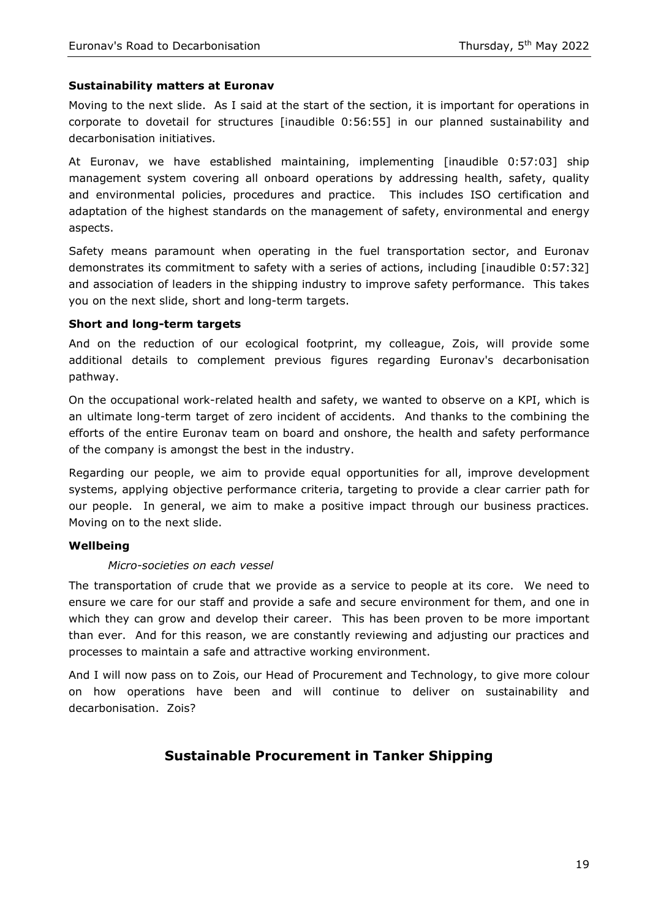**Sustainability matters at Euronav**

Moving to the next slide. As I said at the start of the section, it is important for operations in corporate to dovetail for structures [inaudible 0:56:55] in our planned sustainability and decarbonisation initiatives.

At Euronav, we have established maintaining, implementing [inaudible 0:57:03] ship management system covering all onboard operations by addressing health, safety, quality and environmental policies, procedures and practice. This includes ISO certification and adaptation of the highest standards on the management of safety, environmental and energy aspects.

Safety means paramount when operating in the fuel transportation sector, and Euronav demonstrates its commitment to safety with a series of actions, including [inaudible 0:57:32] and association of leaders in the shipping industry to improve safety performance. This takes you on the next slide, short and long-term targets.

**Short and long-term targets**

And on the reduction of our ecological footprint, my colleague, Zois, will provide some additional details to complement previous figures regarding Euronav's decarbonisation pathway.

On the occupational work-related health and safety, we wanted to observe on a KPI, which is an ultimate long-term target of zero incident of accidents. And thanks to the combining the efforts of the entire Euronav team on board and onshore, the health and safety performance of the company is amongst the best in the industry.

Regarding our people, we aim to provide equal opportunities for all, improve development systems, applying objective performance criteria, targeting to provide a clear carrier path for our people. In general, we aim to make a positive impact through our business practices. Moving on to the next slide.

**Wellbeing**

*Micro-societies on each vessel*

The transportation of crude that we provide as a service to people at its core. We need to ensure we care for our staff and provide a safe and secure environment for them, and one in which they can grow and develop their career. This has been proven to be more important than ever. And for this reason, we are constantly reviewing and adjusting our practices and processes to maintain a safe and attractive working environment.

And I will now pass on to Zois, our Head of Procurement and Technology, to give more colour on how operations have been and will continue to deliver on sustainability and decarbonisation. Zois?

## Sustainable Procurement in Tanker Shipping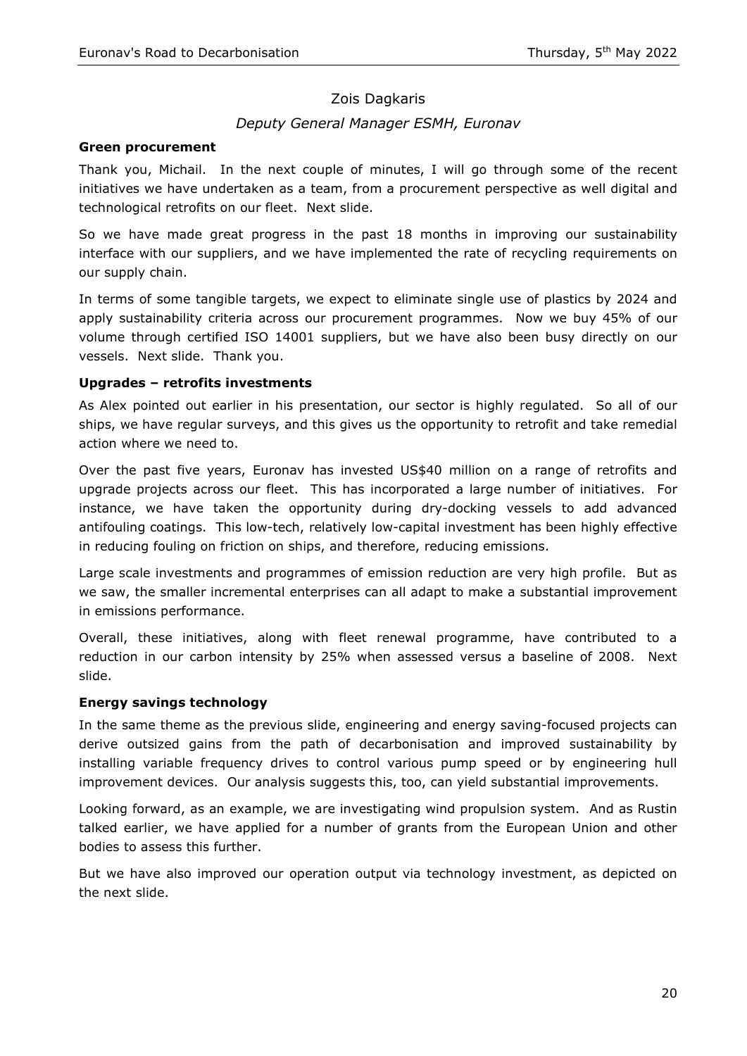Zois Dagkaris

*Deputy General Manager ESMH, Euronav*

**Green procurement**

Thank you, Michail. In the next couple of minutes, I will go through some of the recent initiatives we have undertaken as a team, from a procurement perspective as well digital and technological retrofits on our fleet. Next slide.

So we have made great progress in the past 18 months in improving our sustainability interface with our suppliers, and we have implemented the rate of recycling requirements on our supply chain.

In terms of some tangible targets, we expect to eliminate single use of plastics by 2024 and apply sustainability criteria across our procurement programmes. Now we buy 45% of our volume through certified ISO 14001 suppliers, but we have also been busy directly on our vessels. Next slide. Thank you.

**Upgrades – retrofits investments**

As Alex pointed out earlier in his presentation, our sector is highly regulated. So all of our ships, we have regular surveys, and this gives us the opportunity to retrofit and take remedial action where we need to.

Over the past five years, Euronav has invested US$40 million on a range of retrofits and upgrade projects across our fleet. This has incorporated a large number of initiatives. For instance, we have taken the opportunity during dry-docking vessels to add advanced antifouling coatings. This low-tech, relatively low-capital investment has been highly effective in reducing fouling on friction on ships, and therefore, reducing emissions.

Large scale investments and programmes of emission reduction are very high profile. But as we saw, the smaller incremental enterprises can all adapt to make a substantial improvement in emissions performance.

Overall, these initiatives, along with fleet renewal programme, have contributed to a reduction in our carbon intensity by 25% when assessed versus a baseline of 2008. Next slide.

**Energy savings technology**

In the same theme as the previous slide, engineering and energy saving-focused projects can derive outsized gains from the path of decarbonisation and improved sustainability by installing variable frequency drives to control various pump speed or by engineering hull improvement devices. Our analysis suggests this, too, can yield substantial improvements.

Looking forward, as an example, we are investigating wind propulsion system. And as Rustin talked earlier, we have applied for a number of grants from the European Union and other bodies to assess this further.

But we have also improved our operation output via technology investment, as depicted on the next slide.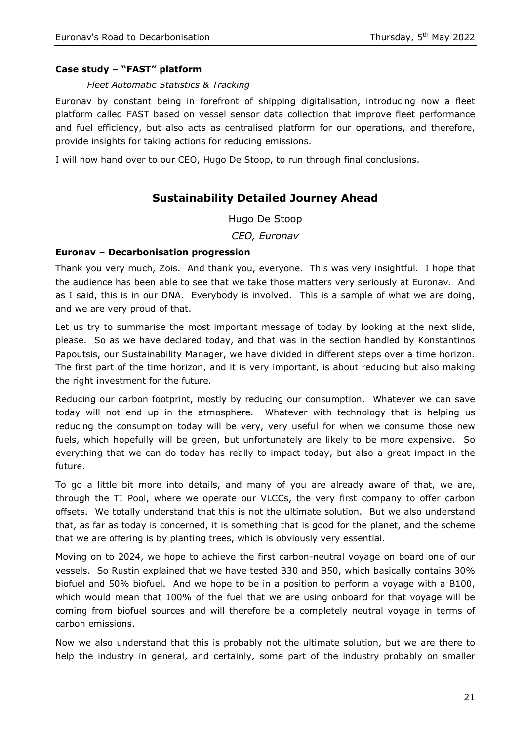**Case study – "FAST" platform**

*Fleet Automatic Statistics & Tracking*

Euronav by constant being in forefront of shipping digitalisation, introducing now a fleet platform called FAST based on vessel sensor data collection that improve fleet performance and fuel efficiency, but also acts as centralised platform for our operations, and therefore, provide insights for taking actions for reducing emissions.

I will now hand over to our CEO, Hugo De Stoop, to run through final conclusions.

## Sustainability Detailed Journey Ahead

Hugo De Stoop

*CEO, Euronav*

**Euronav – Decarbonisation progression**

Thank you very much, Zois. And thank you, everyone. This was very insightful. I hope that the audience has been able to see that we take those matters very seriously at Euronav. And as I said, this is in our DNA. Everybody is involved. This is a sample of what we are doing, and we are very proud of that.

Let us try to summarise the most important message of today by looking at the next slide, please. So as we have declared today, and that was in the section handled by Konstantinos Papoutsis, our Sustainability Manager, we have divided in different steps over a time horizon. The first part of the time horizon, and it is very important, is about reducing but also making the right investment for the future.

Reducing our carbon footprint, mostly by reducing our consumption. Whatever we can save today will not end up in the atmosphere. Whatever with technology that is helping us reducing the consumption today will be very, very useful for when we consume those new fuels, which hopefully will be green, but unfortunately are likely to be more expensive. So everything that we can do today has really to impact today, but also a great impact in the future.

To go a little bit more into details, and many of you are already aware of that, we are, through the TI Pool, where we operate our VLCCs, the very first company to offer carbon offsets. We totally understand that this is not the ultimate solution. But we also understand that, as far as today is concerned, it is something that is good for the planet, and the scheme that we are offering is by planting trees, which is obviously very essential.

Moving on to 2024, we hope to achieve the first carbon-neutral voyage on board one of our vessels. So Rustin explained that we have tested B30 and B50, which basically contains 30% biofuel and 50% biofuel. And we hope to be in a position to perform a voyage with a B100, which would mean that 100% of the fuel that we are using onboard for that voyage will be coming from biofuel sources and will therefore be a completely neutral voyage in terms of carbon emissions.

Now we also understand that this is probably not the ultimate solution, but we are there to help the industry in general, and certainly, some part of the industry probably on smaller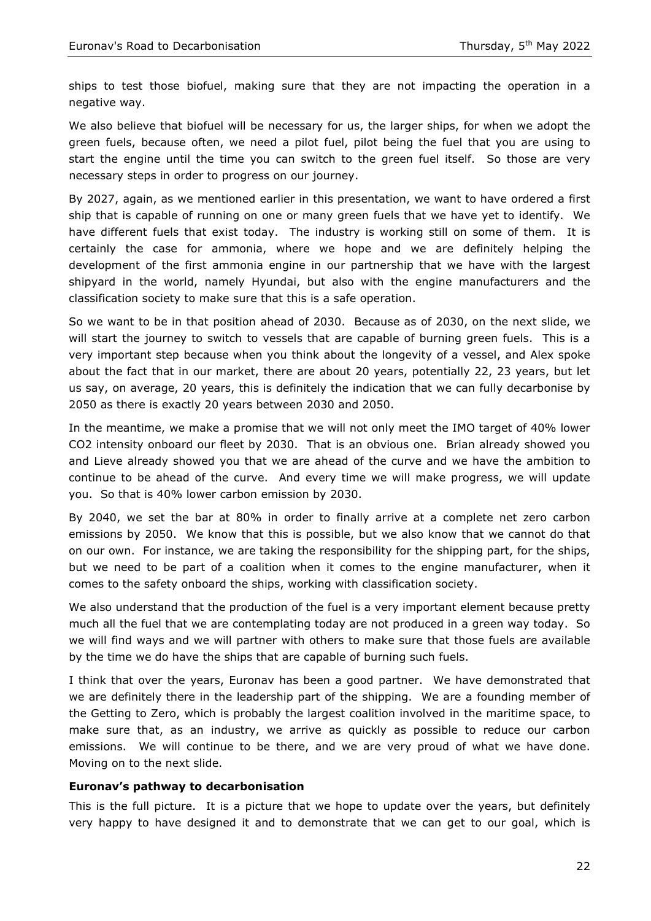ships to test those biofuel, making sure that they are not impacting the operation in a negative way.

We also believe that biofuel will be necessary for us, the larger ships, for when we adopt the green fuels, because often, we need a pilot fuel, pilot being the fuel that you are using to start the engine until the time you can switch to the green fuel itself. So those are very necessary steps in order to progress on our journey.

By 2027, again, as we mentioned earlier in this presentation, we want to have ordered a first ship that is capable of running on one or many green fuels that we have yet to identify. We have different fuels that exist today. The industry is working still on some of them. It is certainly the case for ammonia, where we hope and we are definitely helping the development of the first ammonia engine in our partnership that we have with the largest shipyard in the world, namely Hyundai, but also with the engine manufacturers and the classification society to make sure that this is a safe operation.

So we want to be in that position ahead of 2030. Because as of 2030, on the next slide, we will start the journey to switch to vessels that are capable of burning green fuels. This is a very important step because when you think about the longevity of a vessel, and Alex spoke about the fact that in our market, there are about 20 years, potentially 22, 23 years, but let us say, on average, 20 years, this is definitely the indication that we can fully decarbonise by 2050 as there is exactly 20 years between 2030 and 2050.

In the meantime, we make a promise that we will not only meet the IMO target of 40% lower $CO_2$ intensity onboard our fleet by 2030. That is an obvious one. Brian already showed you and Lieve already showed you that we are ahead of the curve and we have the ambition to continue to be ahead of the curve. And every time we will make progress, we will update you. So that is 40% lower carbon emission by 2030.

By 2040, we set the bar at 80% in order to finally arrive at a complete net zero carbon emissions by 2050. We know that this is possible, but we also know that we cannot do that on our own. For instance, we are taking the responsibility for the shipping part, for the ships, but we need to be part of a coalition when it comes to the engine manufacturer, when it comes to the safety onboard the ships, working with classification society.

We also understand that the production of the fuel is a very important element because pretty much all the fuel that we are contemplating today are not produced in a green way today. So we will find ways and we will partner with others to make sure that those fuels are available by the time we do have the ships that are capable of burning such fuels.

I think that over the years, Euronav has been a good partner. We have demonstrated that we are definitely there in the leadership part of the shipping. We are a founding member of the Getting to Zero, which is probably the largest coalition involved in the maritime space, to make sure that, as an industry, we arrive as quickly as possible to reduce our carbon emissions. We will continue to be there, and we are very proud of what we have done. Moving on to the next slide.

**Euronav's pathway to decarbonisation**

This is the full picture. It is a picture that we hope to update over the years, but definitely very happy to have designed it and to demonstrate that we can get to our goal, which is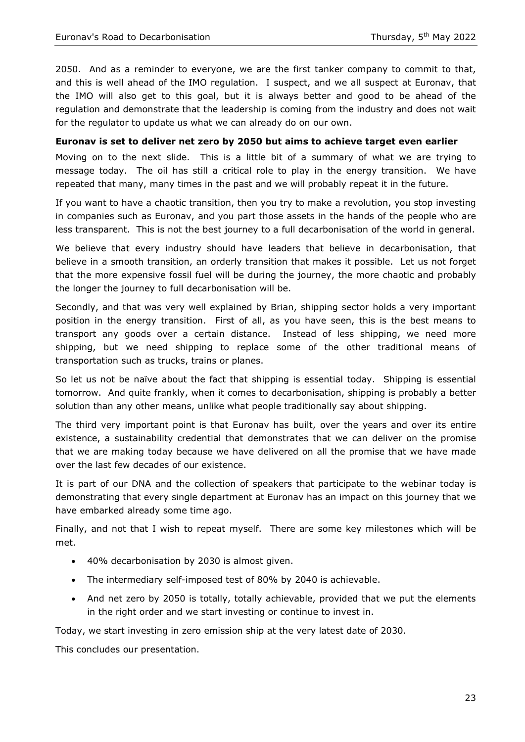2050. And as a reminder to everyone, we are the first tanker company to commit to that, and this is well ahead of the IMO regulation. I suspect, and we all suspect at Euronav, that the IMO will also get to this goal, but it is always better and good to be ahead of the regulation and demonstrate that the leadership is coming from the industry and does not wait for the regulator to update us what we can already do on our own.

**Euronav is set to deliver net zero by 2050 but aims to achieve target even earlier**

Moving on to the next slide. This is a little bit of a summary of what we are trying to message today. The oil has still a critical role to play in the energy transition. We have repeated that many, many times in the past and we will probably repeat it in the future.

If you want to have a chaotic transition, then you try to make a revolution, you stop investing in companies such as Euronav, and you part those assets in the hands of the people who are less transparent. This is not the best journey to a full decarbonisation of the world in general.

We believe that every industry should have leaders that believe in decarbonisation, that believe in a smooth transition, an orderly transition that makes it possible. Let us not forget that the more expensive fossil fuel will be during the journey, the more chaotic and probably the longer the journey to full decarbonisation will be.

Secondly, and that was very well explained by Brian, shipping sector holds a very important position in the energy transition. First of all, as you have seen, this is the best means to transport any goods over a certain distance. Instead of less shipping, we need more shipping, but we need shipping to replace some of the other traditional means of transportation such as trucks, trains or planes.

So let us not be naïve about the fact that shipping is essential today. Shipping is essential tomorrow. And quite frankly, when it comes to decarbonisation, shipping is probably a better solution than any other means, unlike what people traditionally say about shipping.

The third very important point is that Euronav has built, over the years and over its entire existence, a sustainability credential that demonstrates that we can deliver on the promise that we are making today because we have delivered on all the promise that we have made over the last few decades of our existence.

It is part of our DNA and the collection of speakers that participate to the webinar today is demonstrating that every single department at Euronav has an impact on this journey that we have embarked already some time ago.

Finally, and not that I wish to repeat myself. There are some key milestones which will be met.

- 40% decarbonisation by 2030 is almost given.
- The intermediary self-imposed test of 80% by 2040 is achievable.
- And net zero by 2050 is totally, totally achievable, provided that we put the elements in the right order and we start investing or continue to invest in.

Today, we start investing in zero emission ship at the very latest date of 2030.

This concludes our presentation.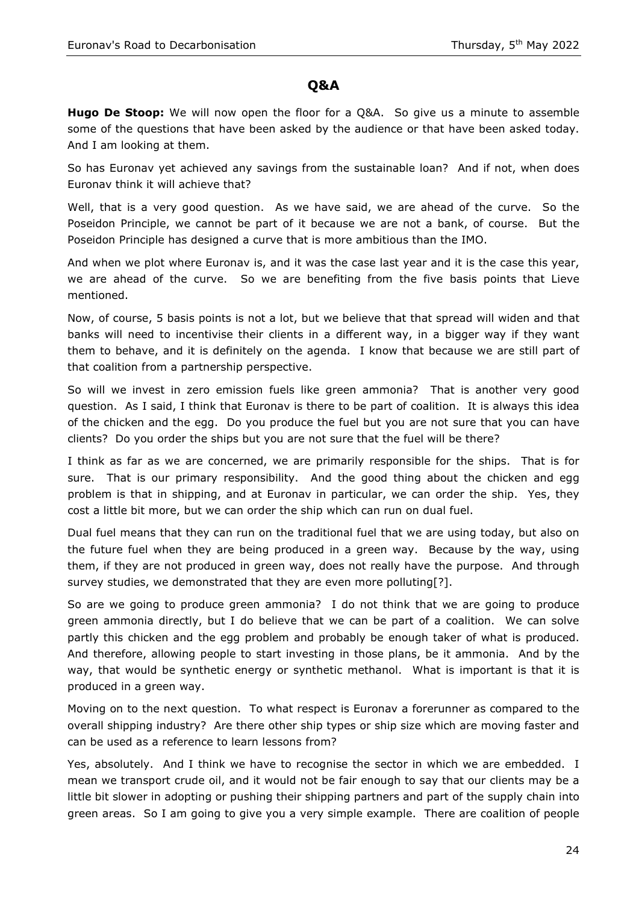## Q&A

**Hugo De Stoop:** We will now open the floor for a Q&A. So give us a minute to assemble some of the questions that have been asked by the audience or that have been asked today. And I am looking at them.

So has Euronav yet achieved any savings from the sustainable loan? And if not, when does Euronav think it will achieve that?

Well, that is a very good question. As we have said, we are ahead of the curve. So the Poseidon Principle, we cannot be part of it because we are not a bank, of course. But the Poseidon Principle has designed a curve that is more ambitious than the IMO.

And when we plot where Euronav is, and it was the case last year and it is the case this year, we are ahead of the curve. So we are benefiting from the five basis points that Lieve mentioned.

Now, of course, 5 basis points is not a lot, but we believe that that spread will widen and that banks will need to incentivise their clients in a different way, in a bigger way if they want them to behave, and it is definitely on the agenda. I know that because we are still part of that coalition from a partnership perspective.

So will we invest in zero emission fuels like green ammonia? That is another very good question. As I said, I think that Euronav is there to be part of coalition. It is always this idea of the chicken and the egg. Do you produce the fuel but you are not sure that you can have clients? Do you order the ships but you are not sure that the fuel will be there?

I think as far as we are concerned, we are primarily responsible for the ships. That is for sure. That is our primary responsibility. And the good thing about the chicken and egg problem is that in shipping, and at Euronav in particular, we can order the ship. Yes, they cost a little bit more, but we can order the ship which can run on dual fuel.

Dual fuel means that they can run on the traditional fuel that we are using today, but also on the future fuel when they are being produced in a green way. Because by the way, using them, if they are not produced in green way, does not really have the purpose. And through survey studies, we demonstrated that they are even more polluting[?].

So are we going to produce green ammonia? I do not think that we are going to produce green ammonia directly, but I do believe that we can be part of a coalition. We can solve partly this chicken and the egg problem and probably be enough taker of what is produced. And therefore, allowing people to start investing in those plans, be it ammonia. And by the way, that would be synthetic energy or synthetic methanol. What is important is that it is produced in a green way.

Moving on to the next question. To what respect is Euronav a forerunner as compared to the overall shipping industry? Are there other ship types or ship size which are moving faster and can be used as a reference to learn lessons from?

Yes, absolutely. And I think we have to recognise the sector in which we are embedded. I mean we transport crude oil, and it would not be fair enough to say that our clients may be a little bit slower in adopting or pushing their shipping partners and part of the supply chain into green areas. So I am going to give you a very simple example. There are coalition of people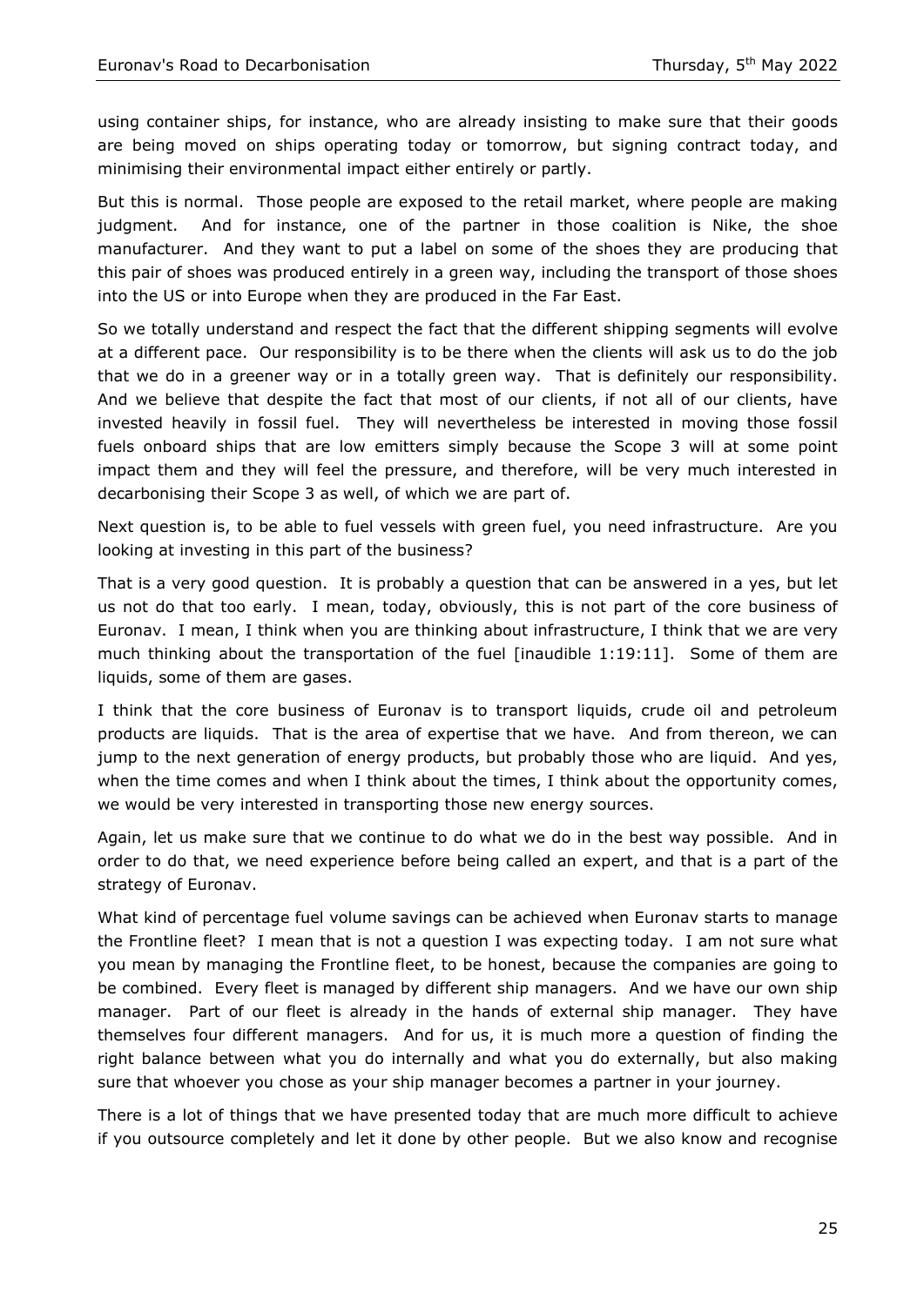using container ships, for instance, who are already insisting to make sure that their goods are being moved on ships operating today or tomorrow, but signing contract today, and minimising their environmental impact either entirely or partly.

But this is normal. Those people are exposed to the retail market, where people are making judgment. And for instance, one of the partner in those coalition is Nike, the shoe manufacturer. And they want to put a label on some of the shoes they are producing that this pair of shoes was produced entirely in a green way, including the transport of those shoes into the US or into Europe when they are produced in the Far East.

So we totally understand and respect the fact that the different shipping segments will evolve at a different pace. Our responsibility is to be there when the clients will ask us to do the job that we do in a greener way or in a totally green way. That is definitely our responsibility. And we believe that despite the fact that most of our clients, if not all of our clients, have invested heavily in fossil fuel. They will nevertheless be interested in moving those fossil fuels onboard ships that are low emitters simply because the Scope 3 will at some point impact them and they will feel the pressure, and therefore, will be very much interested in decarbonising their Scope 3 as well, of which we are part of.

Next question is, to be able to fuel vessels with green fuel, you need infrastructure. Are you looking at investing in this part of the business?

That is a very good question. It is probably a question that can be answered in a yes, but let us not do that too early. I mean, today, obviously, this is not part of the core business of Euronav. I mean, I think when you are thinking about infrastructure, I think that we are very much thinking about the transportation of the fuel [inaudible 1:19:11]. Some of them are liquids, some of them are gases.

I think that the core business of Euronav is to transport liquids, crude oil and petroleum products are liquids. That is the area of expertise that we have. And from thereon, we can jump to the next generation of energy products, but probably those who are liquid. And yes, when the time comes and when I think about the times, I think about the opportunity comes, we would be very interested in transporting those new energy sources.

Again, let us make sure that we continue to do what we do in the best way possible. And in order to do that, we need experience before being called an expert, and that is a part of the strategy of Euronav.

What kind of percentage fuel volume savings can be achieved when Euronav starts to manage the Frontline fleet? I mean that is not a question I was expecting today. I am not sure what you mean by managing the Frontline fleet, to be honest, because the companies are going to be combined. Every fleet is managed by different ship managers. And we have our own ship manager. Part of our fleet is already in the hands of external ship manager. They have themselves four different managers. And for us, it is much more a question of finding the right balance between what you do internally and what you do externally, but also making sure that whoever you chose as your ship manager becomes a partner in your journey.

There is a lot of things that we have presented today that are much more difficult to achieve if you outsource completely and let it done by other people. But we also know and recognise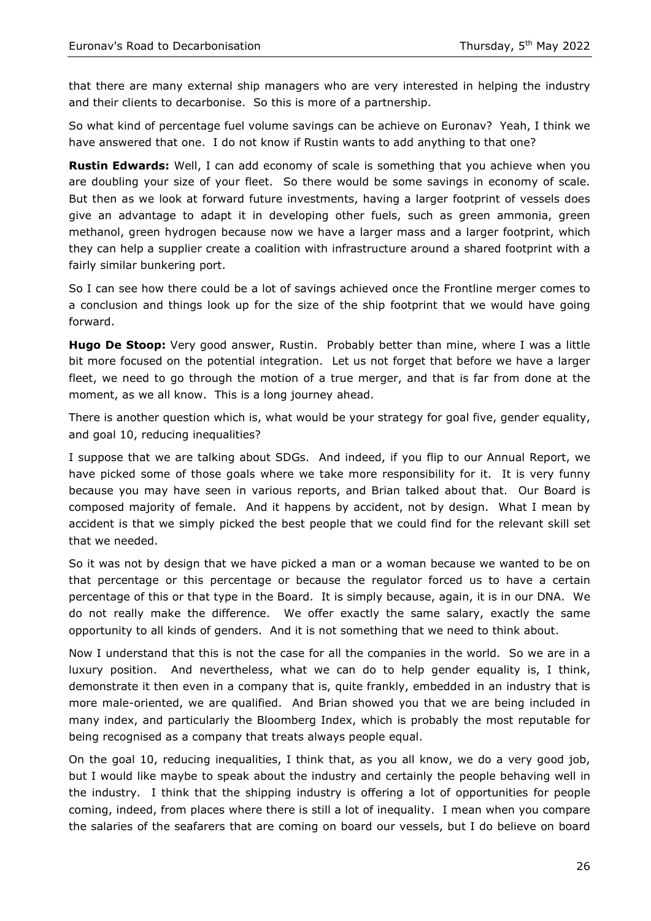that there are many external ship managers who are very interested in helping the industry and their clients to decarbonise. So this is more of a partnership.

So what kind of percentage fuel volume savings can be achieve on Euronav? Yeah, I think we have answered that one. I do not know if Rustin wants to add anything to that one?

**Rustin Edwards:** Well, I can add economy of scale is something that you achieve when you are doubling your size of your fleet. So there would be some savings in economy of scale. But then as we look at forward future investments, having a larger footprint of vessels does give an advantage to adapt it in developing other fuels, such as green ammonia, green methanol, green hydrogen because now we have a larger mass and a larger footprint, which they can help a supplier create a coalition with infrastructure around a shared footprint with a fairly similar bunkering port.

So I can see how there could be a lot of savings achieved once the Frontline merger comes to a conclusion and things look up for the size of the ship footprint that we would have going forward.

**Hugo De Stoop:** Very good answer, Rustin. Probably better than mine, where I was a little bit more focused on the potential integration. Let us not forget that before we have a larger fleet, we need to go through the motion of a true merger, and that is far from done at the moment, as we all know. This is a long journey ahead.

There is another question which is, what would be your strategy for goal five, gender equality, and goal 10, reducing inequalities?

I suppose that we are talking about SDGs. And indeed, if you flip to our Annual Report, we have picked some of those goals where we take more responsibility for it. It is very funny because you may have seen in various reports, and Brian talked about that. Our Board is composed majority of female. And it happens by accident, not by design. What I mean by accident is that we simply picked the best people that we could find for the relevant skill set that we needed.

So it was not by design that we have picked a man or a woman because we wanted to be on that percentage or this percentage or because the regulator forced us to have a certain percentage of this or that type in the Board. It is simply because, again, it is in our DNA. We do not really make the difference. We offer exactly the same salary, exactly the same opportunity to all kinds of genders. And it is not something that we need to think about.

Now I understand that this is not the case for all the companies in the world. So we are in a luxury position. And nevertheless, what we can do to help gender equality is, I think, demonstrate it then even in a company that is, quite frankly, embedded in an industry that is more male-oriented, we are qualified. And Brian showed you that we are being included in many index, and particularly the Bloomberg Index, which is probably the most reputable for being recognised as a company that treats always people equal.

On the goal 10, reducing inequalities, I think that, as you all know, we do a very good job, but I would like maybe to speak about the industry and certainly the people behaving well in the industry. I think that the shipping industry is offering a lot of opportunities for people coming, indeed, from places where there is still a lot of inequality. I mean when you compare the salaries of the seafarers that are coming on board our vessels, but I do believe on board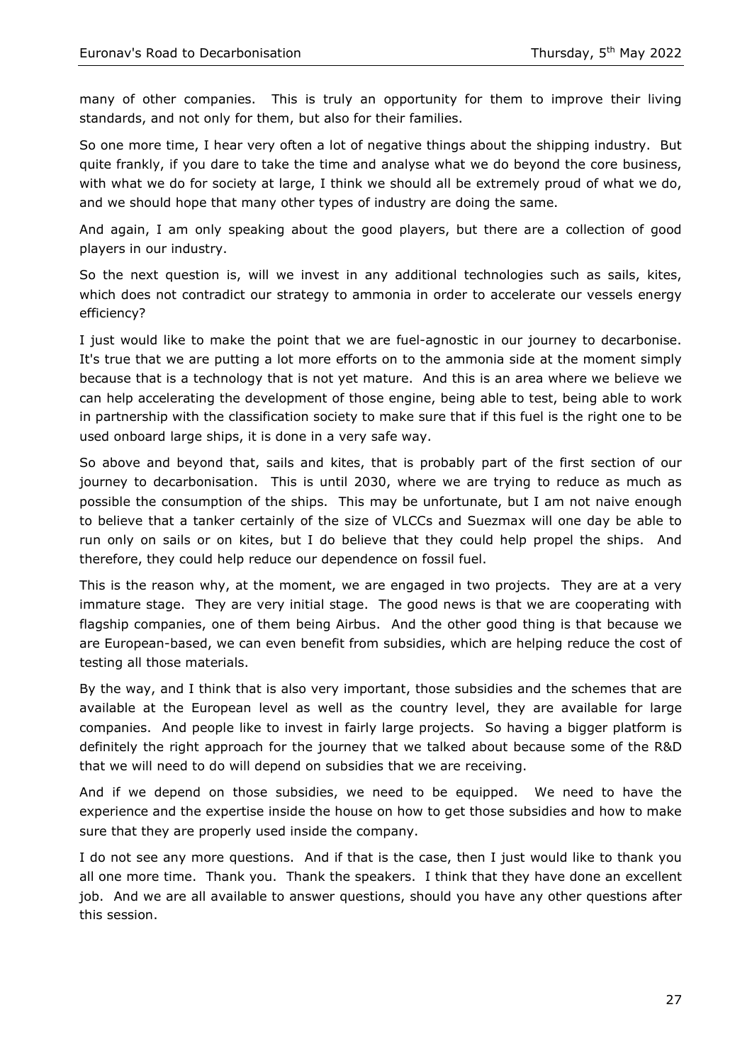many of other companies. This is truly an opportunity for them to improve their living standards, and not only for them, but also for their families.

So one more time, I hear very often a lot of negative things about the shipping industry. But quite frankly, if you dare to take the time and analyse what we do beyond the core business, with what we do for society at large, I think we should all be extremely proud of what we do, and we should hope that many other types of industry are doing the same.

And again, I am only speaking about the good players, but there are a collection of good players in our industry.

So the next question is, will we invest in any additional technologies such as sails, kites, which does not contradict our strategy to ammonia in order to accelerate our vessels energy efficiency?

I just would like to make the point that we are fuel-agnostic in our journey to decarbonise. It's true that we are putting a lot more efforts on to the ammonia side at the moment simply because that is a technology that is not yet mature. And this is an area where we believe we can help accelerating the development of those engine, being able to test, being able to work in partnership with the classification society to make sure that if this fuel is the right one to be used onboard large ships, it is done in a very safe way.

So above and beyond that, sails and kites, that is probably part of the first section of our journey to decarbonisation. This is until 2030, where we are trying to reduce as much as possible the consumption of the ships. This may be unfortunate, but I am not naive enough to believe that a tanker certainly of the size of VLCCs and Suezmax will one day be able to run only on sails or on kites, but I do believe that they could help propel the ships. And therefore, they could help reduce our dependence on fossil fuel.

This is the reason why, at the moment, we are engaged in two projects. They are at a very immature stage. They are very initial stage. The good news is that we are cooperating with flagship companies, one of them being Airbus. And the other good thing is that because we are European-based, we can even benefit from subsidies, which are helping reduce the cost of testing all those materials.

By the way, and I think that is also very important, those subsidies and the schemes that are available at the European level as well as the country level, they are available for large companies. And people like to invest in fairly large projects. So having a bigger platform is definitely the right approach for the journey that we talked about because some of the R&D that we will need to do will depend on subsidies that we are receiving.

And if we depend on those subsidies, we need to be equipped. We need to have the experience and the expertise inside the house on how to get those subsidies and how to make sure that they are properly used inside the company.

I do not see any more questions. And if that is the case, then I just would like to thank you all one more time. Thank you. Thank the speakers. I think that they have done an excellent job. And we are all available to answer questions, should you have any other questions after this session.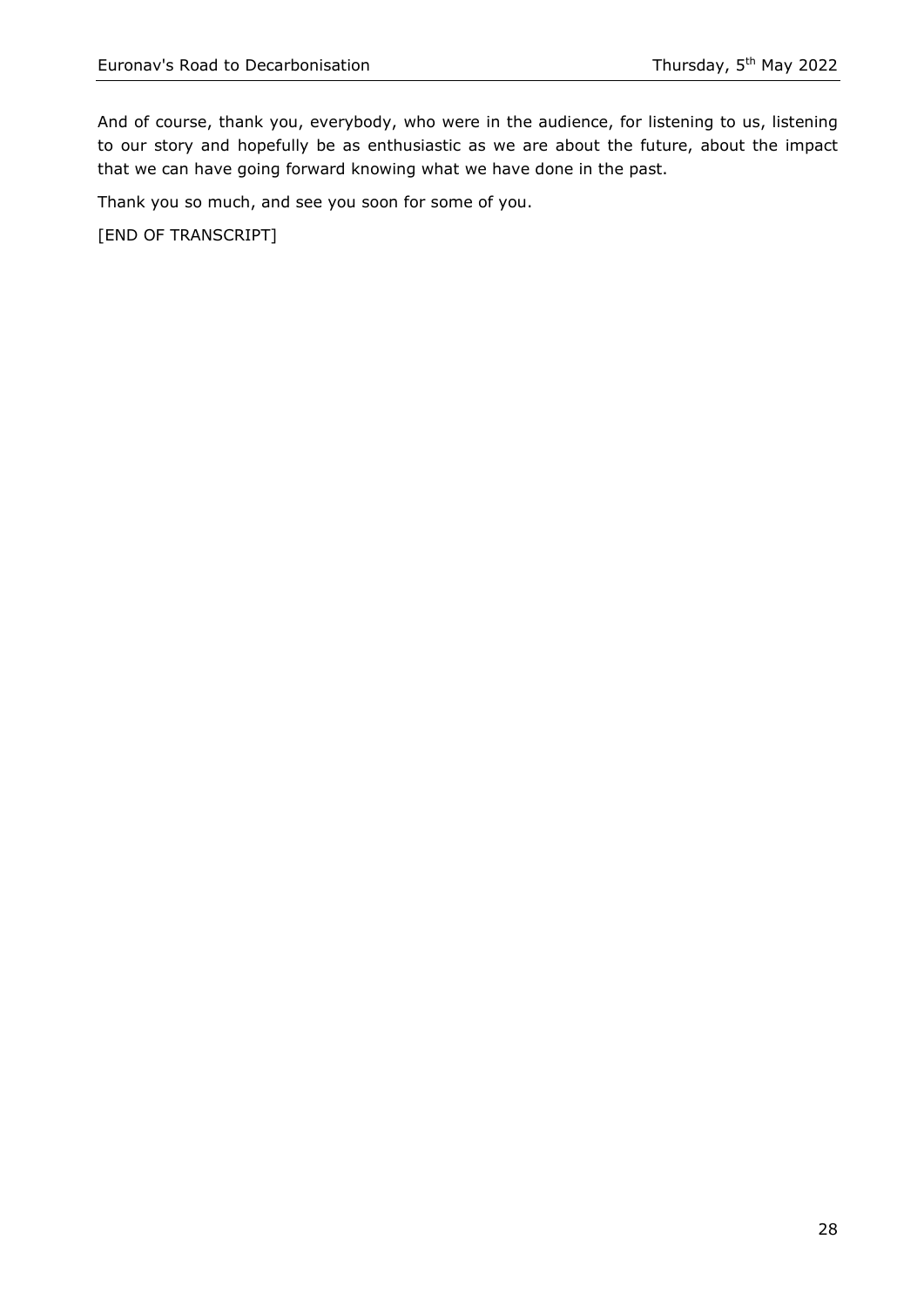And of course, thank you, everybody, who were in the audience, for listening to us, listening to our story and hopefully be as enthusiastic as we are about the future, about the impact that we can have going forward knowing what we have done in the past.

Thank you so much, and see you soon for some of you.

[END OF TRANSCRIPT]